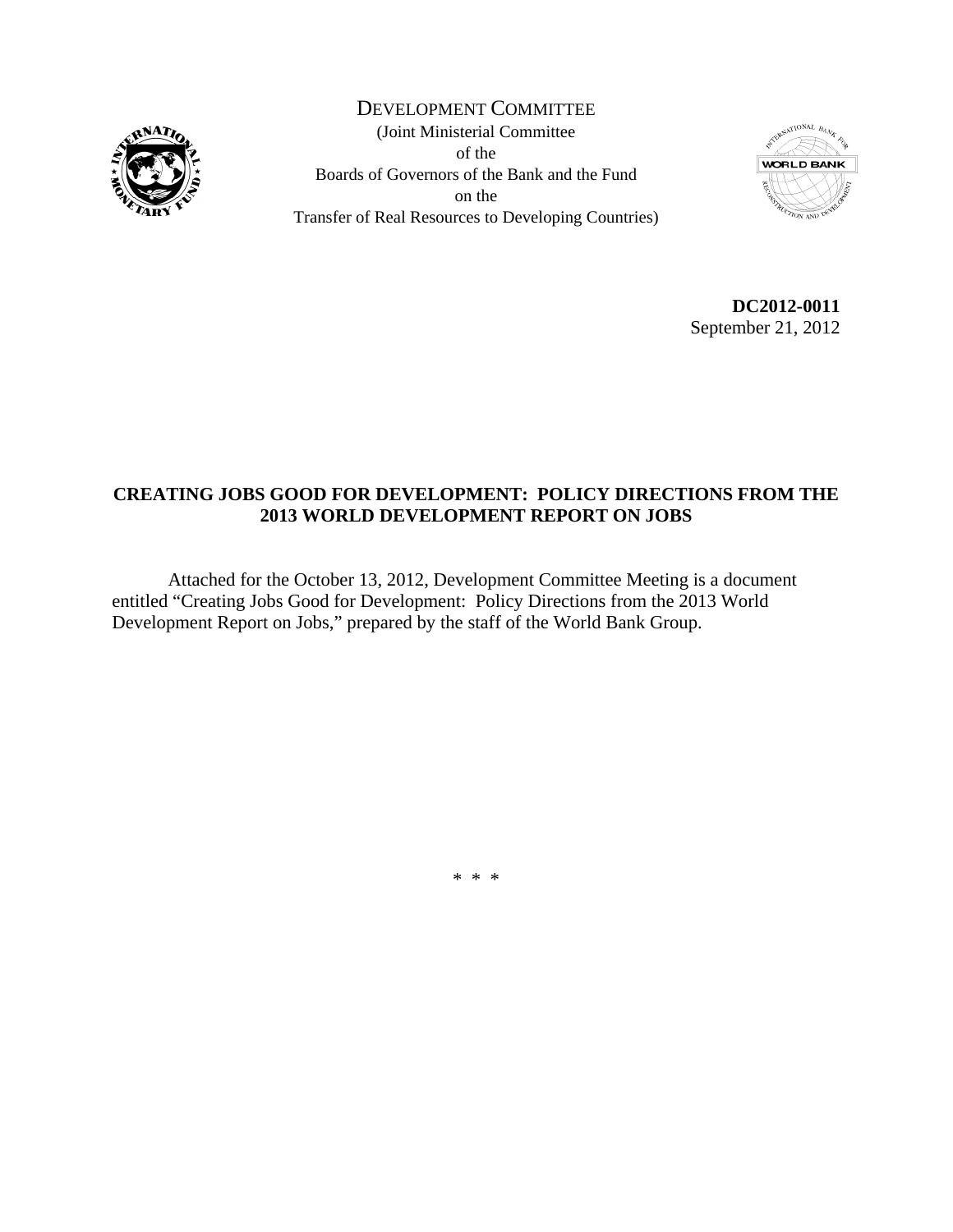DEVELOPMENT COMMITTEE

(Joint Ministerial Committee
of the
Boards of Governors of the Bank and the Fund
on the
Transfer of Real Resources to Developing Countries)

**DC2012-0011**
September 21, 2012

**CREATING JOBS GOOD FOR DEVELOPMENT: POLICY DIRECTIONS FROM THE 2013 WORLD DEVELOPMENT REPORT ON JOBS**

Attached for the October 13, 2012, Development Committee Meeting is a document entitled "Creating Jobs Good for Development: Policy Directions from the 2013 World Development Report on Jobs," prepared by the staff of the World Bank Group.

\* \* \*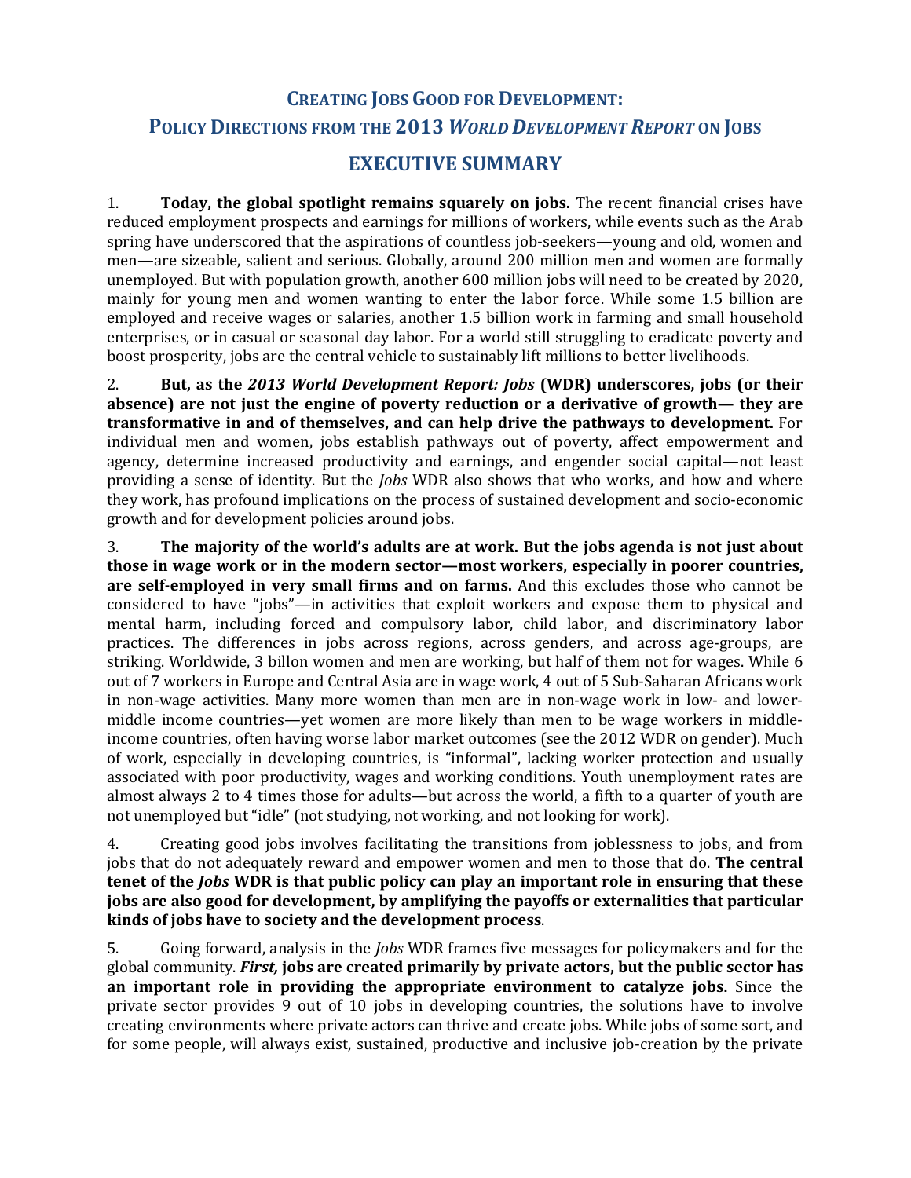# CREATING JOBS GOOD FOR DEVELOPMENT:
# POLICY DIRECTIONS FROM THE 2013 *WORLD DEVELOPMENT REPORT* ON JOBS

## EXECUTIVE SUMMARY

1. **Today, the global spotlight remains squarely on jobs.** The recent financial crises have reduced employment prospects and earnings for millions of workers, while events such as the Arab spring have underscored that the aspirations of countless job-seekers—young and old, women and men—are sizeable, salient and serious. Globally, around 200 million men and women are formally unemployed. But with population growth, another 600 million jobs will need to be created by 2020, mainly for young men and women wanting to enter the labor force. While some 1.5 billion are employed and receive wages or salaries, another 1.5 billion work in farming and small household enterprises, or in casual or seasonal day labor. For a world still struggling to eradicate poverty and boost prosperity, jobs are the central vehicle to sustainably lift millions to better livelihoods.

2. **But, as the *2013 World Development Report: Jobs* (WDR) underscores, jobs (or their absence) are not just the engine of poverty reduction or a derivative of growth— they are transformative in and of themselves, and can help drive the pathways to development.** For individual men and women, jobs establish pathways out of poverty, affect empowerment and agency, determine increased productivity and earnings, and engender social capital—not least providing a sense of identity. But the *Jobs* WDR also shows that who works, and how and where they work, has profound implications on the process of sustained development and socio-economic growth and for development policies around jobs.

3. **The majority of the world's adults are at work. But the jobs agenda is not just about those in wage work or in the modern sector—most workers, especially in poorer countries, are self-employed in very small firms and on farms.** And this excludes those who cannot be considered to have "jobs"—in activities that exploit workers and expose them to physical and mental harm, including forced and compulsory labor, child labor, and discriminatory labor practices. The differences in jobs across regions, across genders, and across age-groups, are striking. Worldwide, 3 billon women and men are working, but half of them not for wages. While 6 out of 7 workers in Europe and Central Asia are in wage work, 4 out of 5 Sub-Saharan Africans work in non-wage activities. Many more women than men are in non-wage work in low- and lower-middle income countries—yet women are more likely than men to be wage workers in middle-income countries, often having worse labor market outcomes (see the 2012 WDR on gender). Much of work, especially in developing countries, is "informal", lacking worker protection and usually associated with poor productivity, wages and working conditions. Youth unemployment rates are almost always 2 to 4 times those for adults—but across the world, a fifth to a quarter of youth are not unemployed but "idle" (not studying, not working, and not looking for work).

4. Creating good jobs involves facilitating the transitions from joblessness to jobs, and from jobs that do not adequately reward and empower women and men to those that do. **The central tenet of the *Jobs* WDR is that public policy can play an important role in ensuring that these jobs are also good for development, by amplifying the payoffs or externalities that particular kinds of jobs have to society and the development process**.

5. Going forward, analysis in the *Jobs* WDR frames five messages for policymakers and for the global community. ***First,*** **jobs are created primarily by private actors, but the public sector has an important role in providing the appropriate environment to catalyze jobs.** Since the private sector provides 9 out of 10 jobs in developing countries, the solutions have to involve creating environments where private actors can thrive and create jobs. While jobs of some sort, and for some people, will always exist, sustained, productive and inclusive job-creation by the private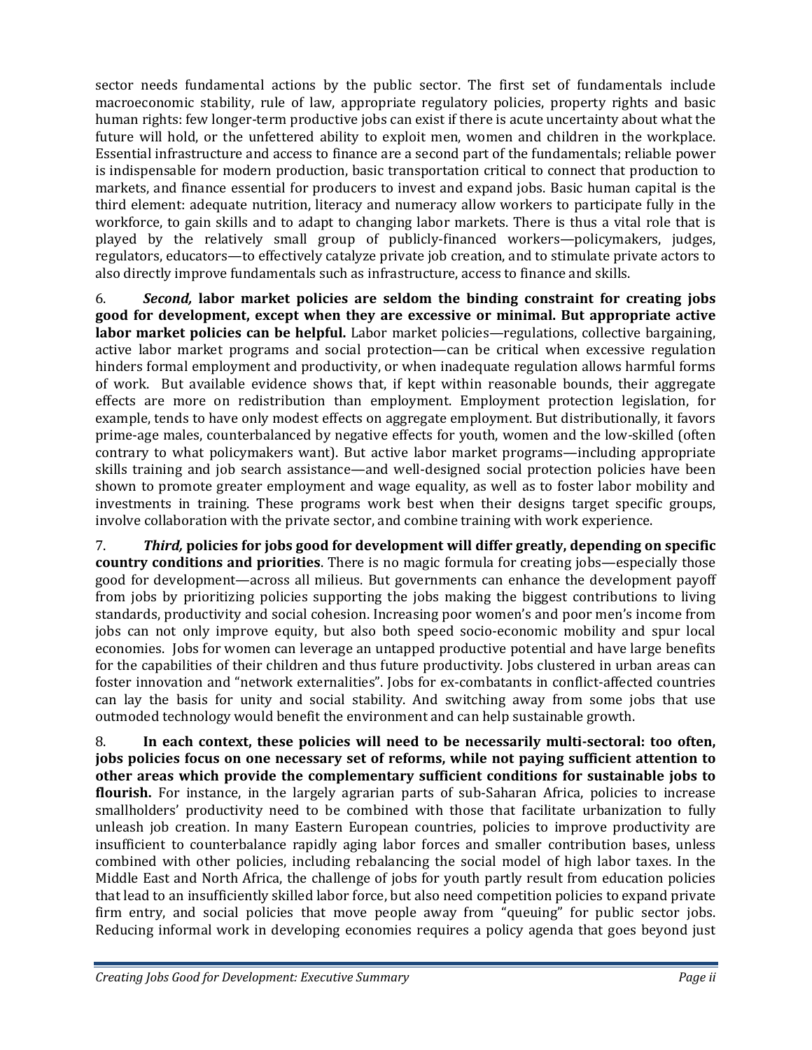sector needs fundamental actions by the public sector. The first set of fundamentals include macroeconomic stability, rule of law, appropriate regulatory policies, property rights and basic human rights: few longer-term productive jobs can exist if there is acute uncertainty about what the future will hold, or the unfettered ability to exploit men, women and children in the workplace. Essential infrastructure and access to finance are a second part of the fundamentals; reliable power is indispensable for modern production, basic transportation critical to connect that production to markets, and finance essential for producers to invest and expand jobs. Basic human capital is the third element: adequate nutrition, literacy and numeracy allow workers to participate fully in the workforce, to gain skills and to adapt to changing labor markets. There is thus a vital role that is played by the relatively small group of publicly-financed workers—policymakers, judges, regulators, educators—to effectively catalyze private job creation, and to stimulate private actors to also directly improve fundamentals such as infrastructure, access to finance and skills.

6. ***Second,* labor market policies are seldom the binding constraint for creating jobs good for development, except when they are excessive or minimal. But appropriate active labor market policies can be helpful.** Labor market policies—regulations, collective bargaining, active labor market programs and social protection—can be critical when excessive regulation hinders formal employment and productivity, or when inadequate regulation allows harmful forms of work. But available evidence shows that, if kept within reasonable bounds, their aggregate effects are more on redistribution than employment. Employment protection legislation, for example, tends to have only modest effects on aggregate employment. But distributionally, it favors prime-age males, counterbalanced by negative effects for youth, women and the low-skilled (often contrary to what policymakers want). But active labor market programs—including appropriate skills training and job search assistance—and well-designed social protection policies have been shown to promote greater employment and wage equality, as well as to foster labor mobility and investments in training. These programs work best when their designs target specific groups, involve collaboration with the private sector, and combine training with work experience.

7. ***Third,* policies for jobs good for development will differ greatly, depending on specific country conditions and priorities**. There is no magic formula for creating jobs—especially those good for development—across all milieus. But governments can enhance the development payoff from jobs by prioritizing policies supporting the jobs making the biggest contributions to living standards, productivity and social cohesion. Increasing poor women's and poor men's income from jobs can not only improve equity, but also both speed socio-economic mobility and spur local economies. Jobs for women can leverage an untapped productive potential and have large benefits for the capabilities of their children and thus future productivity. Jobs clustered in urban areas can foster innovation and "network externalities". Jobs for ex-combatants in conflict-affected countries can lay the basis for unity and social stability. And switching away from some jobs that use outmoded technology would benefit the environment and can help sustainable growth.

8. **In each context, these policies will need to be necessarily multi-sectoral: too often, jobs policies focus on one necessary set of reforms, while not paying sufficient attention to other areas which provide the complementary sufficient conditions for sustainable jobs to flourish.** For instance, in the largely agrarian parts of sub-Saharan Africa, policies to increase smallholders' productivity need to be combined with those that facilitate urbanization to fully unleash job creation. In many Eastern European countries, policies to improve productivity are insufficient to counterbalance rapidly aging labor forces and smaller contribution bases, unless combined with other policies, including rebalancing the social model of high labor taxes. In the Middle East and North Africa, the challenge of jobs for youth partly result from education policies that lead to an insufficiently skilled labor force, but also need competition policies to expand private firm entry, and social policies that move people away from "queuing" for public sector jobs. Reducing informal work in developing economies requires a policy agenda that goes beyond just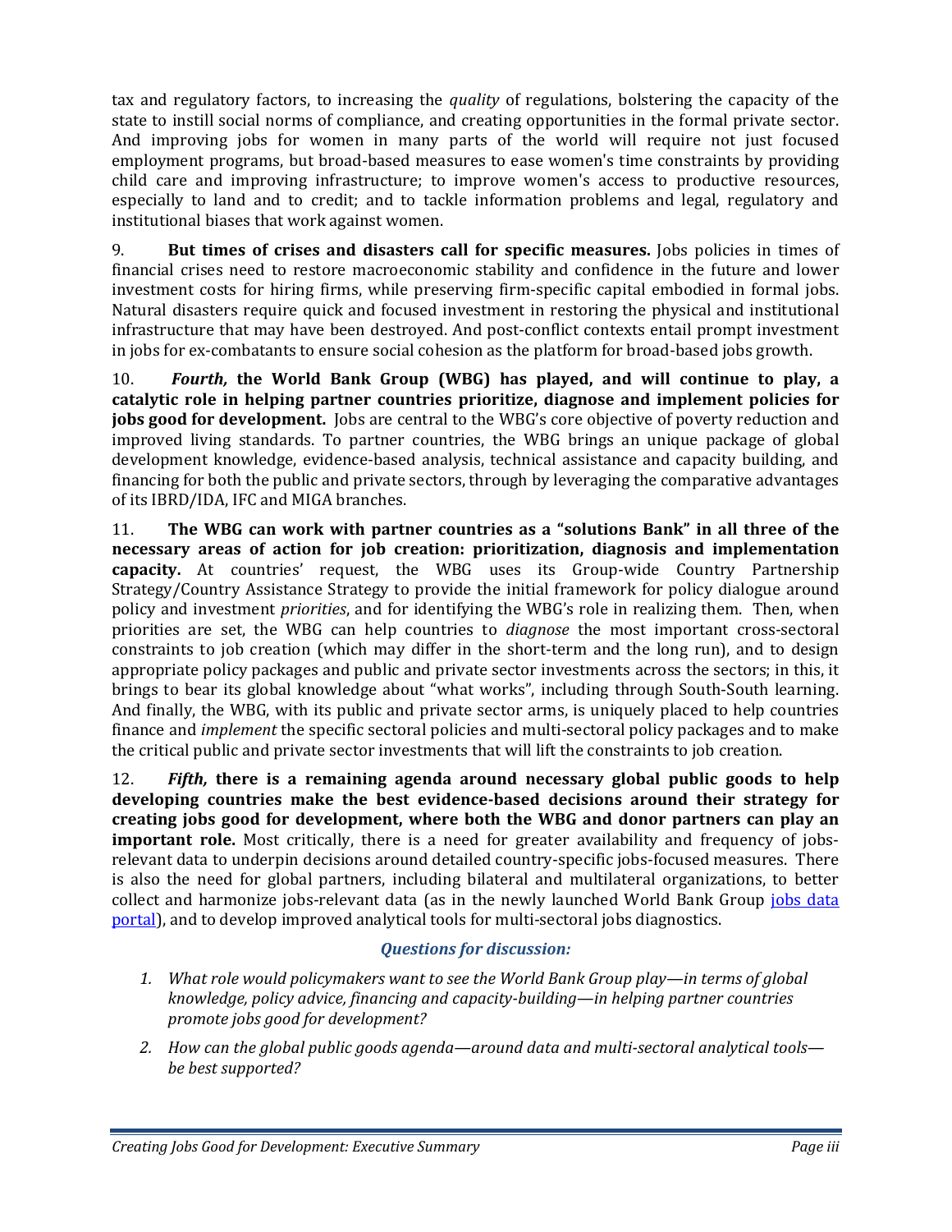tax and regulatory factors, to increasing the *quality* of regulations, bolstering the capacity of the state to instill social norms of compliance, and creating opportunities in the formal private sector. And improving jobs for women in many parts of the world will require not just focused employment programs, but broad-based measures to ease women's time constraints by providing child care and improving infrastructure; to improve women's access to productive resources, especially to land and to credit; and to tackle information problems and legal, regulatory and institutional biases that work against women.

9. **But times of crises and disasters call for specific measures.** Jobs policies in times of financial crises need to restore macroeconomic stability and confidence in the future and lower investment costs for hiring firms, while preserving firm-specific capital embodied in formal jobs. Natural disasters require quick and focused investment in restoring the physical and institutional infrastructure that may have been destroyed. And post-conflict contexts entail prompt investment in jobs for ex-combatants to ensure social cohesion as the platform for broad-based jobs growth.

10. ***Fourth,* the World Bank Group (WBG) has played, and will continue to play, a catalytic role in helping partner countries prioritize, diagnose and implement policies for jobs good for development.** Jobs are central to the WBG's core objective of poverty reduction and improved living standards. To partner countries, the WBG brings an unique package of global development knowledge, evidence-based analysis, technical assistance and capacity building, and financing for both the public and private sectors, through by leveraging the comparative advantages of its IBRD/IDA, IFC and MIGA branches.

11. **The WBG can work with partner countries as a "solutions Bank" in all three of the necessary areas of action for job creation: prioritization, diagnosis and implementation capacity.** At countries' request, the WBG uses its Group-wide Country Partnership Strategy/Country Assistance Strategy to provide the initial framework for policy dialogue around policy and investment *priorities*, and for identifying the WBG's role in realizing them. Then, when priorities are set, the WBG can help countries to *diagnose* the most important cross-sectoral constraints to job creation (which may differ in the short-term and the long run), and to design appropriate policy packages and public and private sector investments across the sectors; in this, it brings to bear its global knowledge about "what works", including through South-South learning. And finally, the WBG, with its public and private sector arms, is uniquely placed to help countries finance and *implement* the specific sectoral policies and multi-sectoral policy packages and to make the critical public and private sector investments that will lift the constraints to job creation.

12. ***Fifth,* there is a remaining agenda around necessary global public goods to help developing countries make the best evidence-based decisions around their strategy for creating jobs good for development, where both the WBG and donor partners can play an important role.** Most critically, there is a need for greater availability and frequency of jobs-relevant data to underpin decisions around detailed country-specific jobs-focused measures. There is also the need for global partners, including bilateral and multilateral organizations, to better collect and harmonize jobs-relevant data (as in the newly launched World Bank Group jobs data portal), and to develop improved analytical tools for multi-sectoral jobs diagnostics.

### *Questions for discussion:*

1. *What role would policymakers want to see the World Bank Group play—in terms of global knowledge, policy advice, financing and capacity-building—in helping partner countries promote jobs good for development?*
2. *How can the global public goods agenda—around data and multi-sectoral analytical tools—be best supported?*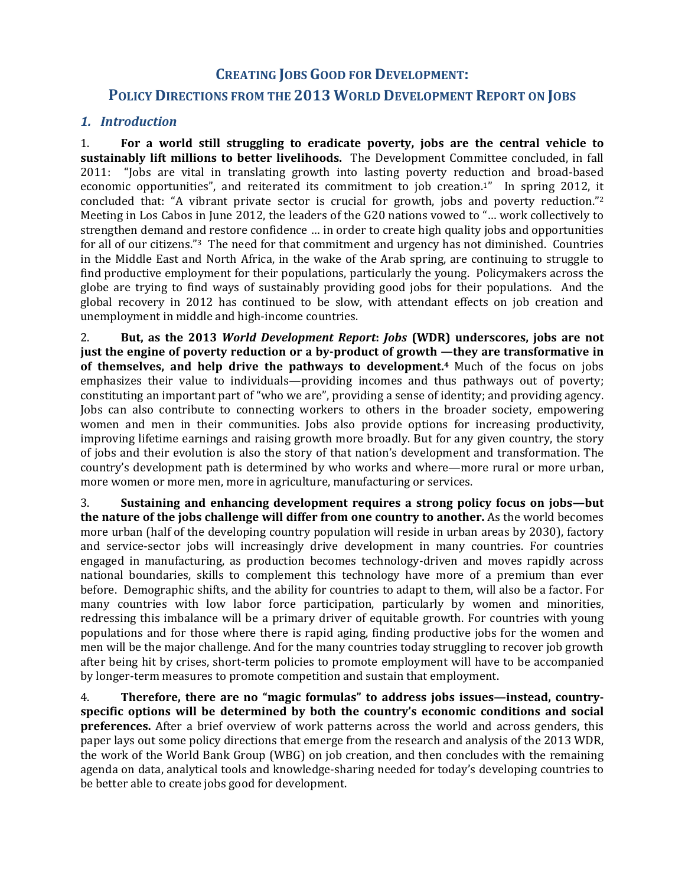# Creating Jobs Good for Development:

# Policy Directions from the 2013 World Development Report on Jobs

## *1. Introduction*

1. **For a world still struggling to eradicate poverty, jobs are the central vehicle to sustainably lift millions to better livelihoods.** The Development Committee concluded, in fall 2011: "Jobs are vital in translating growth into lasting poverty reduction and broad-based economic opportunities", and reiterated its commitment to job creation.[1]" In spring 2012, it concluded that: "A vibrant private sector is crucial for growth, jobs and poverty reduction."[2] Meeting in Los Cabos in June 2012, the leaders of the G20 nations vowed to "… work collectively to strengthen demand and restore confidence … in order to create high quality jobs and opportunities for all of our citizens."[3] The need for that commitment and urgency has not diminished. Countries in the Middle East and North Africa, in the wake of the Arab spring, are continuing to struggle to find productive employment for their populations, particularly the young. Policymakers across the globe are trying to find ways of sustainably providing good jobs for their populations. And the global recovery in 2012 has continued to be slow, with attendant effects on job creation and unemployment in middle and high-income countries.

2. **But, as the 2013 *World Development Report*: *Jobs* (WDR) underscores, jobs are not just the engine of poverty reduction or a by-product of growth —they are transformative in of themselves, and help drive the pathways to development.[4]** Much of the focus on jobs emphasizes their value to individuals—providing incomes and thus pathways out of poverty; constituting an important part of "who we are", providing a sense of identity; and providing agency. Jobs can also contribute to connecting workers to others in the broader society, empowering women and men in their communities. Jobs also provide options for increasing productivity, improving lifetime earnings and raising growth more broadly. But for any given country, the story of jobs and their evolution is also the story of that nation's development and transformation. The country's development path is determined by who works and where—more rural or more urban, more women or more men, more in agriculture, manufacturing or services.

3. **Sustaining and enhancing development requires a strong policy focus on jobs—but the nature of the jobs challenge will differ from one country to another.** As the world becomes more urban (half of the developing country population will reside in urban areas by 2030), factory and service-sector jobs will increasingly drive development in many countries. For countries engaged in manufacturing, as production becomes technology-driven and moves rapidly across national boundaries, skills to complement this technology have more of a premium than ever before. Demographic shifts, and the ability for countries to adapt to them, will also be a factor. For many countries with low labor force participation, particularly by women and minorities, redressing this imbalance will be a primary driver of equitable growth. For countries with young populations and for those where there is rapid aging, finding productive jobs for the women and men will be the major challenge. And for the many countries today struggling to recover job growth after being hit by crises, short-term policies to promote employment will have to be accompanied by longer-term measures to promote competition and sustain that employment.

4. **Therefore, there are no "magic formulas" to address jobs issues—instead, country-specific options will be determined by both the country's economic conditions and social preferences.** After a brief overview of work patterns across the world and across genders, this paper lays out some policy directions that emerge from the research and analysis of the 2013 WDR, the work of the World Bank Group (WBG) on job creation, and then concludes with the remaining agenda on data, analytical tools and knowledge-sharing needed for today's developing countries to be better able to create jobs good for development.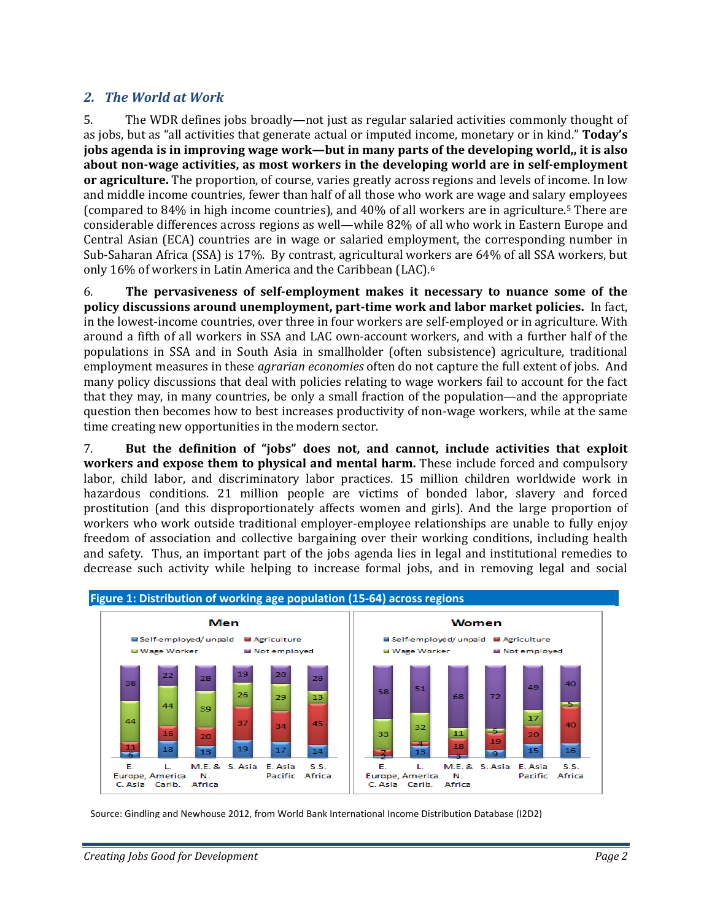## 2. *The World at Work*

5. The WDR defines jobs broadly—not just as regular salaried activities commonly thought of as jobs, but as "all activities that generate actual or imputed income, monetary or in kind." **Today's jobs agenda is in improving wage work—but in many parts of the developing world,, it is also about non-wage activities, as most workers in the developing world are in self-employment or agriculture.** The proportion, of course, varies greatly across regions and levels of income. In low and middle income countries, fewer than half of all those who work are wage and salary employees (compared to 84% in high income countries), and 40% of all workers are in agriculture.[5] There are considerable differences across regions as well—while 82% of all who work in Eastern Europe and Central Asian (ECA) countries are in wage or salaried employment, the corresponding number in Sub-Saharan Africa (SSA) is 17%. By contrast, agricultural workers are 64% of all SSA workers, but only 16% of workers in Latin America and the Caribbean (LAC).[6]

6. **The pervasiveness of self-employment makes it necessary to nuance some of the policy discussions around unemployment, part-time work and labor market policies.** In fact, in the lowest-income countries, over three in four workers are self-employed or in agriculture. With around a fifth of all workers in SSA and LAC own-account workers, and with a further half of the populations in SSA and in South Asia in smallholder (often subsistence) agriculture, traditional employment measures in these *agrarian economies* often do not capture the full extent of jobs. And many policy discussions that deal with policies relating to wage workers fail to account for the fact that they may, in many countries, be only a small fraction of the population—and the appropriate question then becomes how to best increases productivity of non-wage workers, while at the same time creating new opportunities in the modern sector.

7. **But the definition of "jobs" does not, and cannot, include activities that exploit workers and expose them to physical and mental harm.** These include forced and compulsory labor, child labor, and discriminatory labor practices. 15 million children worldwide work in hazardous conditions. 21 million people are victims of bonded labor, slavery and forced prostitution (and this disproportionately affects women and girls). And the large proportion of workers who work outside traditional employer-employee relationships are unable to fully enjoy freedom of association and collective bargaining over their working conditions, including health and safety. Thus, an important part of the jobs agenda lies in legal and institutional remedies to decrease such activity while helping to increase formal jobs, and in removing legal and social

**Figure 1: Distribution of working age population (15-64) across regions**

**Men**

| | E. Europe, C. Asia | L. America Carib. | M.E. & N. Africa | S. Asia | E. Asia Pacific | S.S. Africa |
|---|---|---|---|---|---|---|
| Self-employed/ unpaid | 6 | 18 | 13 | 19 | 17 | 14 |
| Agriculture | 11 | 16 | 20 | 37 | 34 | 45 |
| Wage Worker | 44 | 44 | 39 | 26 | 29 | 13 |
| Not employed | 38 | 22 | 28 | 19 | 20 | 28 |

**Women**

| | E. Europe, C. Asia | L. America Carib. | M.E. & N. Africa | S. Asia | E. Asia Pacific | S.S. Africa |
|---|---|---|---|---|---|---|
| Self-employed/ unpaid | 2 | 13 | 3 | 9 | 15 | 16 |
| Agriculture | 7 | 4 | 18 | 19 | 20 | 40 |
| Wage Worker | 33 | 32 | 11 | 5 | 17 | 5 |
| Not employed | 58 | 51 | 68 | 72 | 49 | 40 |

Source: Gindling and Newhouse 2012, from World Bank International Income Distribution Database (I2D2)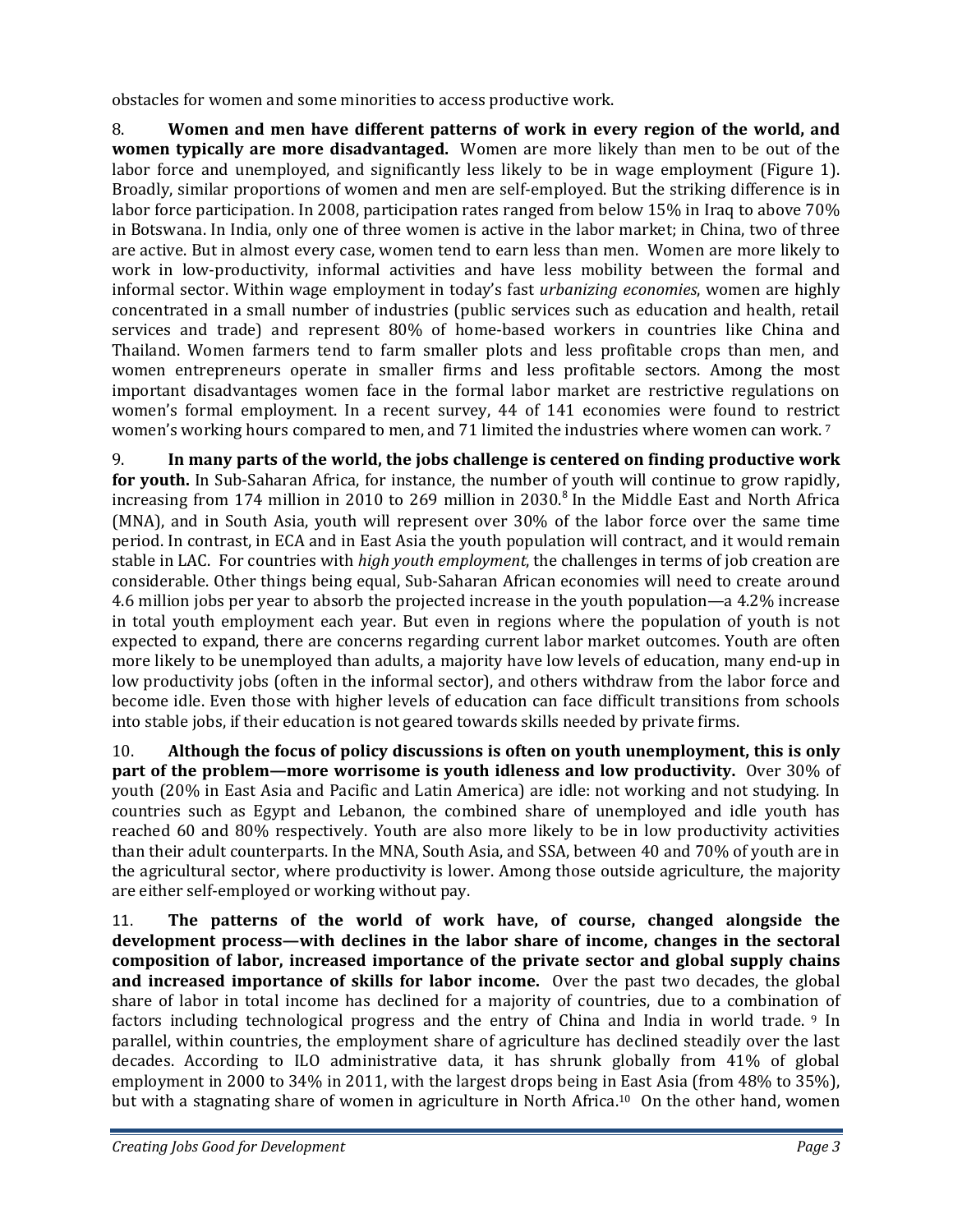obstacles for women and some minorities to access productive work.

8. **Women and men have different patterns of work in every region of the world, and women typically are more disadvantaged.** Women are more likely than men to be out of the labor force and unemployed, and significantly less likely to be in wage employment (Figure 1). Broadly, similar proportions of women and men are self-employed. But the striking difference is in labor force participation. In 2008, participation rates ranged from below 15% in Iraq to above 70% in Botswana. In India, only one of three women is active in the labor market; in China, two of three are active. But in almost every case, women tend to earn less than men. Women are more likely to work in low-productivity, informal activities and have less mobility between the formal and informal sector. Within wage employment in today's fast *urbanizing economies*, women are highly concentrated in a small number of industries (public services such as education and health, retail services and trade) and represent 80% of home-based workers in countries like China and Thailand. Women farmers tend to farm smaller plots and less profitable crops than men, and women entrepreneurs operate in smaller firms and less profitable sectors. Among the most important disadvantages women face in the formal labor market are restrictive regulations on women's formal employment. In a recent survey, 44 of 141 economies were found to restrict women's working hours compared to men, and 71 limited the industries where women can work.[7]

9. **In many parts of the world, the jobs challenge is centered on finding productive work for youth.** In Sub-Saharan Africa, for instance, the number of youth will continue to grow rapidly, increasing from 174 million in 2010 to 269 million in 2030.[8] In the Middle East and North Africa (MNA), and in South Asia, youth will represent over 30% of the labor force over the same time period. In contrast, in ECA and in East Asia the youth population will contract, and it would remain stable in LAC. For countries with *high youth employment*, the challenges in terms of job creation are considerable. Other things being equal, Sub-Saharan African economies will need to create around 4.6 million jobs per year to absorb the projected increase in the youth population—a 4.2% increase in total youth employment each year. But even in regions where the population of youth is not expected to expand, there are concerns regarding current labor market outcomes. Youth are often more likely to be unemployed than adults, a majority have low levels of education, many end-up in low productivity jobs (often in the informal sector), and others withdraw from the labor force and become idle. Even those with higher levels of education can face difficult transitions from schools into stable jobs, if their education is not geared towards skills needed by private firms.

10. **Although the focus of policy discussions is often on youth unemployment, this is only part of the problem—more worrisome is youth idleness and low productivity.** Over 30% of youth (20% in East Asia and Pacific and Latin America) are idle: not working and not studying. In countries such as Egypt and Lebanon, the combined share of unemployed and idle youth has reached 60 and 80% respectively. Youth are also more likely to be in low productivity activities than their adult counterparts. In the MNA, South Asia, and SSA, between 40 and 70% of youth are in the agricultural sector, where productivity is lower. Among those outside agriculture, the majority are either self-employed or working without pay.

11. **The patterns of the world of work have, of course, changed alongside the development process—with declines in the labor share of income, changes in the sectoral composition of labor, increased importance of the private sector and global supply chains and increased importance of skills for labor income.** Over the past two decades, the global share of labor in total income has declined for a majority of countries, due to a combination of factors including technological progress and the entry of China and India in world trade.[9] In parallel, within countries, the employment share of agriculture has declined steadily over the last decades. According to ILO administrative data, it has shrunk globally from 41% of global employment in 2000 to 34% in 2011, with the largest drops being in East Asia (from 48% to 35%), but with a stagnating share of women in agriculture in North Africa.[10] On the other hand, women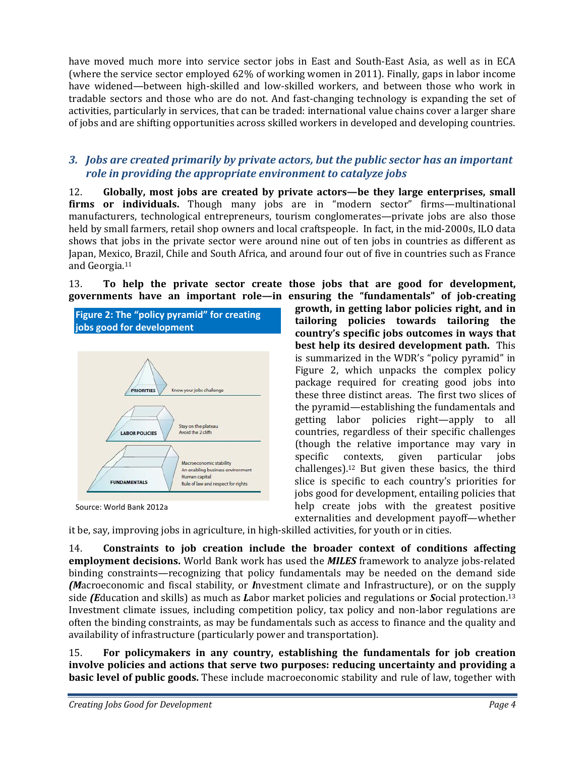have moved much more into service sector jobs in East and South-East Asia, as well as in ECA (where the service sector employed 62% of working women in 2011). Finally, gaps in labor income have widened—between high-skilled and low-skilled workers, and between those who work in tradable sectors and those who are do not. And fast-changing technology is expanding the set of activities, particularly in services, that can be traded: international value chains cover a larger share of jobs and are shifting opportunities across skilled workers in developed and developing countries.

### *3. Jobs are created primarily by private actors, but the public sector has an important role in providing the appropriate environment to catalyze jobs*

12. **Globally, most jobs are created by private actors—be they large enterprises, small firms or individuals.** Though many jobs are in "modern sector" firms—multinational manufacturers, technological entrepreneurs, tourism conglomerates—private jobs are also those held by small farmers, retail shop owners and local craftspeople. In fact, in the mid-2000s, ILO data shows that jobs in the private sector were around nine out of ten jobs in countries as different as Japan, Mexico, Brazil, Chile and South Africa, and around four out of five in countries such as France and Georgia.[11]

13. **To help the private sector create those jobs that are good for development, governments have an important role—in ensuring the "fundamentals" of job-creating growth, in getting labor policies right, and in tailoring policies towards tailoring the country's specific jobs outcomes in ways that best help its desired development path.** This is summarized in the WDR's "policy pyramid" in Figure 2, which unpacks the complex policy package required for creating good jobs into these three distinct areas. The first two slices of the pyramid—establishing the fundamentals and getting labor policies right—apply to all countries, regardless of their specific challenges (though the relative importance may vary in specific contexts, given particular jobs challenges).[12] But given these basics, the third slice is specific to each country's priorities for jobs good for development, entailing policies that help create jobs with the greatest positive externalities and development payoff—whether it be, say, improving jobs in agriculture, in high-skilled activities, for youth or in cities.

**Figure 2: The "policy pyramid" for creating jobs good for development**

| Pyramid slice | Description |
|---|---|
| PRIORITIES | Know your jobs challenge |
| LABOR POLICIES | Stay on the plateau; Avoid the 2 cliffs |
| FUNDAMENTALS | Macroeconomic stability; An enabling business environment; Human capital; Rule of law and respect for rights |

Source: World Bank 2012a

14. **Constraints to job creation include the broader context of conditions affecting employment decisions.** World Bank work has used the ***MILES*** framework to analyze jobs-related binding constraints—recognizing that policy fundamentals may be needed on the demand side ***(M***acroeconomic and fiscal stability, or ***I***nvestment climate and Infrastructure), or on the supply side ***(E***ducation and skills) as much as ***L***abor market policies and regulations or ***S***ocial protection.[13] Investment climate issues, including competition policy, tax policy and non-labor regulations are often the binding constraints, as may be fundamentals such as access to finance and the quality and availability of infrastructure (particularly power and transportation).

15. **For policymakers in any country, establishing the fundamentals for job creation involve policies and actions that serve two purposes: reducing uncertainty and providing a basic level of public goods.** These include macroeconomic stability and rule of law, together with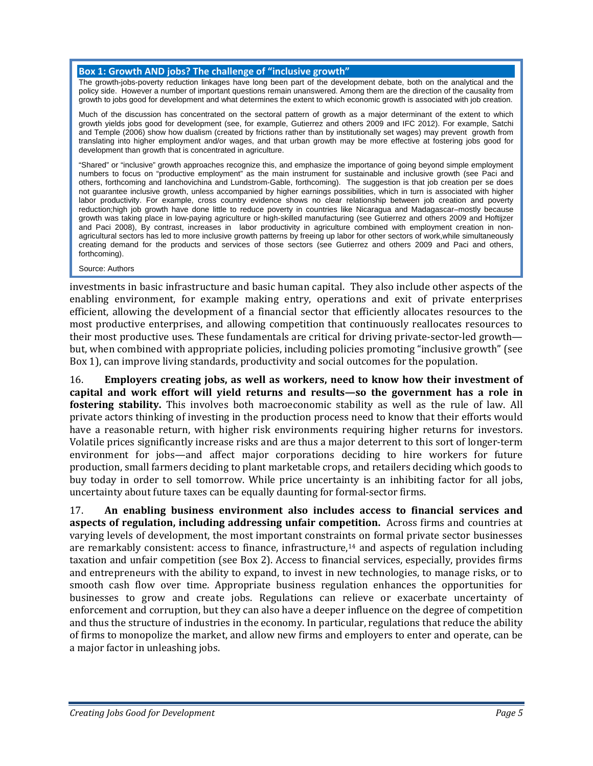**Box 1: Growth AND jobs? The challenge of "inclusive growth"**

The growth-jobs-poverty reduction linkages have long been part of the development debate, both on the analytical and the policy side. However a number of important questions remain unanswered. Among them are the direction of the causality from growth to jobs good for development and what determines the extent to which economic growth is associated with job creation.

Much of the discussion has concentrated on the sectoral pattern of growth as a major determinant of the extent to which growth yields jobs good for development (see, for example, Gutierrez and others 2009 and IFC 2012). For example, Satchi and Temple (2006) show how dualism (created by frictions rather than by institutionally set wages) may prevent growth from translating into higher employment and/or wages, and that urban growth may be more effective at fostering jobs good for development than growth that is concentrated in agriculture.

"Shared" or "inclusive" growth approaches recognize this, and emphasize the importance of going beyond simple employment numbers to focus on "productive employment" as the main instrument for sustainable and inclusive growth (see Paci and others, forthcoming and Ianchovichina and Lundstrom-Gable, forthcoming). The suggestion is that job creation per se does not guarantee inclusive growth, unless accompanied by higher earnings possibilities, which in turn is associated with higher labor productivity. For example, cross country evidence shows no clear relationship between job creation and poverty reduction;high job growth have done little to reduce poverty in countries like Nicaragua and Madagascar–mostly because growth was taking place in low-paying agriculture or high-skilled manufacturing (see Gutierrez and others 2009 and Hoftijzer and Paci 2008), By contrast, increases in labor productivity in agriculture combined with employment creation in non-agricultural sectors has led to more inclusive growth patterns by freeing up labor for other sectors of work,while simultaneously creating demand for the products and services of those sectors (see Gutierrez and others 2009 and Paci and others, forthcoming).

Source: Authors

investments in basic infrastructure and basic human capital. They also include other aspects of the enabling environment, for example making entry, operations and exit of private enterprises efficient, allowing the development of a financial sector that efficiently allocates resources to the most productive enterprises, and allowing competition that continuously reallocates resources to their most productive uses. These fundamentals are critical for driving private-sector-led growth—but, when combined with appropriate policies, including policies promoting "inclusive growth" (see Box 1), can improve living standards, productivity and social outcomes for the population.

16. **Employers creating jobs, as well as workers, need to know how their investment of capital and work effort will yield returns and results—so the government has a role in fostering stability.** This involves both macroeconomic stability as well as the rule of law. All private actors thinking of investing in the production process need to know that their efforts would have a reasonable return, with higher risk environments requiring higher returns for investors. Volatile prices significantly increase risks and are thus a major deterrent to this sort of longer-term environment for jobs—and affect major corporations deciding to hire workers for future production, small farmers deciding to plant marketable crops, and retailers deciding which goods to buy today in order to sell tomorrow. While price uncertainty is an inhibiting factor for all jobs, uncertainty about future taxes can be equally daunting for formal-sector firms.

17. **An enabling business environment also includes access to financial services and aspects of regulation, including addressing unfair competition.** Across firms and countries at varying levels of development, the most important constraints on formal private sector businesses are remarkably consistent: access to finance, infrastructure,[14] and aspects of regulation including taxation and unfair competition (see Box 2). Access to financial services, especially, provides firms and entrepreneurs with the ability to expand, to invest in new technologies, to manage risks, or to smooth cash flow over time. Appropriate business regulation enhances the opportunities for businesses to grow and create jobs. Regulations can relieve or exacerbate uncertainty of enforcement and corruption, but they can also have a deeper influence on the degree of competition and thus the structure of industries in the economy. In particular, regulations that reduce the ability of firms to monopolize the market, and allow new firms and employers to enter and operate, can be a major factor in unleashing jobs.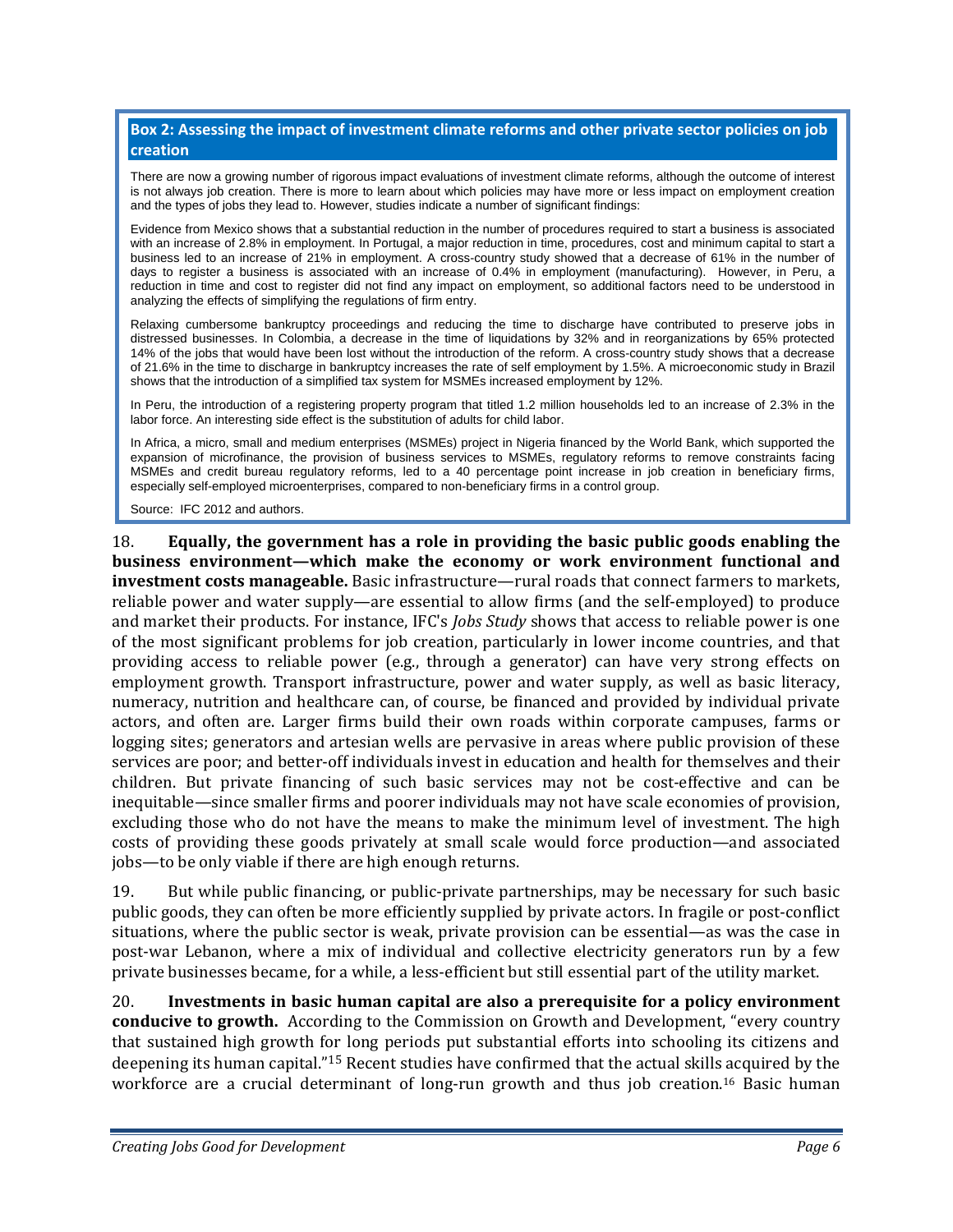**Box 2: Assessing the impact of investment climate reforms and other private sector policies on job creation**

There are now a growing number of rigorous impact evaluations of investment climate reforms, although the outcome of interest is not always job creation. There is more to learn about which policies may have more or less impact on employment creation and the types of jobs they lead to. However, studies indicate a number of significant findings:

Evidence from Mexico shows that a substantial reduction in the number of procedures required to start a business is associated with an increase of 2.8% in employment. In Portugal, a major reduction in time, procedures, cost and minimum capital to start a business led to an increase of 21% in employment. A cross-country study showed that a decrease of 61% in the number of days to register a business is associated with an increase of 0.4% in employment (manufacturing). However, in Peru, a reduction in time and cost to register did not find any impact on employment, so additional factors need to be understood in analyzing the effects of simplifying the regulations of firm entry.

Relaxing cumbersome bankruptcy proceedings and reducing the time to discharge have contributed to preserve jobs in distressed businesses. In Colombia, a decrease in the time of liquidations by 32% and in reorganizations by 65% protected 14% of the jobs that would have been lost without the introduction of the reform. A cross-country study shows that a decrease of 21.6% in the time to discharge in bankruptcy increases the rate of self employment by 1.5%. A microeconomic study in Brazil shows that the introduction of a simplified tax system for MSMEs increased employment by 12%.

In Peru, the introduction of a registering property program that titled 1.2 million households led to an increase of 2.3% in the labor force. An interesting side effect is the substitution of adults for child labor.

In Africa, a micro, small and medium enterprises (MSMEs) project in Nigeria financed by the World Bank, which supported the expansion of microfinance, the provision of business services to MSMEs, regulatory reforms to remove constraints facing MSMEs and credit bureau regulatory reforms, led to a 40 percentage point increase in job creation in beneficiary firms, especially self-employed microenterprises, compared to non-beneficiary firms in a control group.

Source: IFC 2012 and authors.

18. **Equally, the government has a role in providing the basic public goods enabling the business environment—which make the economy or work environment functional and investment costs manageable.** Basic infrastructure—rural roads that connect farmers to markets, reliable power and water supply—are essential to allow firms (and the self-employed) to produce and market their products. For instance, IFC's *Jobs Study* shows that access to reliable power is one of the most significant problems for job creation, particularly in lower income countries, and that providing access to reliable power (e.g., through a generator) can have very strong effects on employment growth. Transport infrastructure, power and water supply, as well as basic literacy, numeracy, nutrition and healthcare can, of course, be financed and provided by individual private actors, and often are. Larger firms build their own roads within corporate campuses, farms or logging sites; generators and artesian wells are pervasive in areas where public provision of these services are poor; and better-off individuals invest in education and health for themselves and their children. But private financing of such basic services may not be cost-effective and can be inequitable—since smaller firms and poorer individuals may not have scale economies of provision, excluding those who do not have the means to make the minimum level of investment. The high costs of providing these goods privately at small scale would force production—and associated jobs—to be only viable if there are high enough returns.

19. But while public financing, or public-private partnerships, may be necessary for such basic public goods, they can often be more efficiently supplied by private actors. In fragile or post-conflict situations, where the public sector is weak, private provision can be essential—as was the case in post-war Lebanon, where a mix of individual and collective electricity generators run by a few private businesses became, for a while, a less-efficient but still essential part of the utility market.

20. **Investments in basic human capital are also a prerequisite for a policy environment conducive to growth.** According to the Commission on Growth and Development, "every country that sustained high growth for long periods put substantial efforts into schooling its citizens and deepening its human capital."[15] Recent studies have confirmed that the actual skills acquired by the workforce are a crucial determinant of long-run growth and thus job creation.[16] Basic human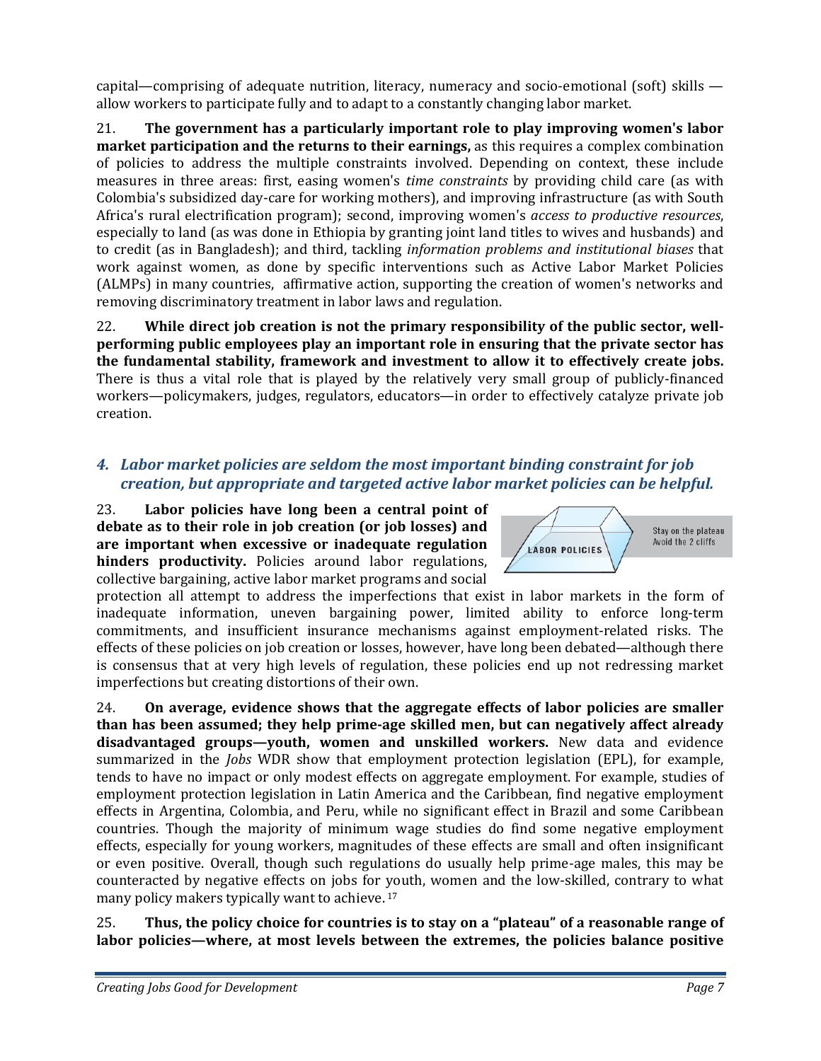capital—comprising of adequate nutrition, literacy, numeracy and socio-emotional (soft) skills — allow workers to participate fully and to adapt to a constantly changing labor market.

21. **The government has a particularly important role to play improving women's labor market participation and the returns to their earnings,** as this requires a complex combination of policies to address the multiple constraints involved. Depending on context, these include measures in three areas: first, easing women's *time constraints* by providing child care (as with Colombia's subsidized day-care for working mothers), and improving infrastructure (as with South Africa's rural electrification program); second, improving women's *access to productive resources*, especially to land (as was done in Ethiopia by granting joint land titles to wives and husbands) and to credit (as in Bangladesh); and third, tackling *information problems and institutional biases* that work against women, as done by specific interventions such as Active Labor Market Policies (ALMPs) in many countries, affirmative action, supporting the creation of women's networks and removing discriminatory treatment in labor laws and regulation.

22. **While direct job creation is not the primary responsibility of the public sector, well-performing public employees play an important role in ensuring that the private sector has the fundamental stability, framework and investment to allow it to effectively create jobs.** There is thus a vital role that is played by the relatively very small group of publicly-financed workers—policymakers, judges, regulators, educators—in order to effectively catalyze private job creation.

### *4. Labor market policies are seldom the most important binding constraint for job creation, but appropriate and targeted active labor market policies can be helpful.*

LABOR POLICIES

Stay on the plateau
Avoid the 2 cliffs

23. **Labor policies have long been a central point of debate as to their role in job creation (or job losses) and are important when excessive or inadequate regulation hinders productivity.** Policies around labor regulations, collective bargaining, active labor market programs and social protection all attempt to address the imperfections that exist in labor markets in the form of inadequate information, uneven bargaining power, limited ability to enforce long-term commitments, and insufficient insurance mechanisms against employment-related risks. The effects of these policies on job creation or losses, however, have long been debated—although there is consensus that at very high levels of regulation, these policies end up not redressing market imperfections but creating distortions of their own.

24. **On average, evidence shows that the aggregate effects of labor policies are smaller than has been assumed; they help prime-age skilled men, but can negatively affect already disadvantaged groups—youth, women and unskilled workers.** New data and evidence summarized in the *Jobs* WDR show that employment protection legislation (EPL), for example, tends to have no impact or only modest effects on aggregate employment. For example, studies of employment protection legislation in Latin America and the Caribbean, find negative employment effects in Argentina, Colombia, and Peru, while no significant effect in Brazil and some Caribbean countries. Though the majority of minimum wage studies do find some negative employment effects, especially for young workers, magnitudes of these effects are small and often insignificant or even positive. Overall, though such regulations do usually help prime-age males, this may be counteracted by negative effects on jobs for youth, women and the low-skilled, contrary to what many policy makers typically want to achieve. [17]

25. **Thus, the policy choice for countries is to stay on a "plateau" of a reasonable range of labor policies—where, at most levels between the extremes, the policies balance positive**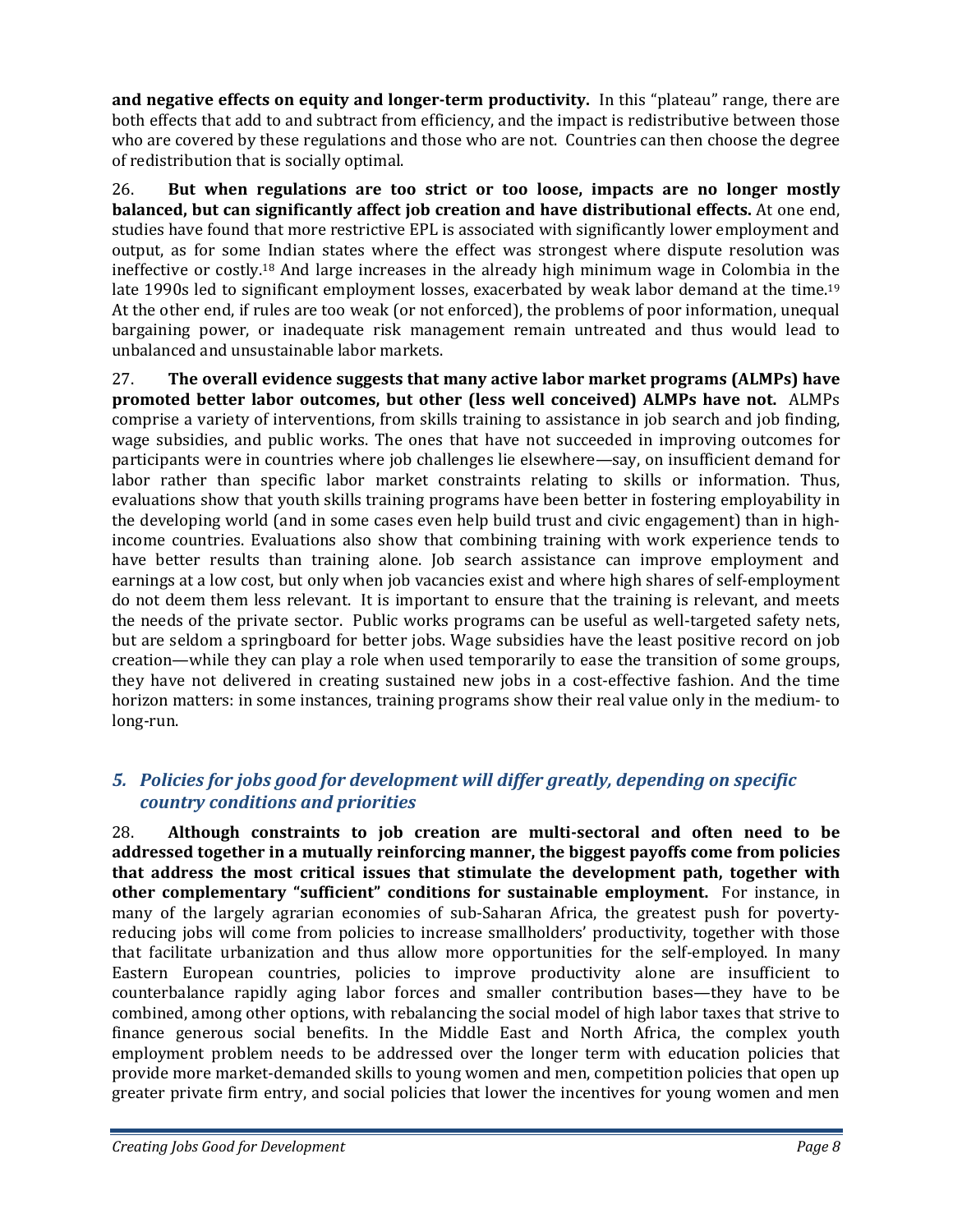**and negative effects on equity and longer-term productivity.** In this "plateau" range, there are both effects that add to and subtract from efficiency, and the impact is redistributive between those who are covered by these regulations and those who are not. Countries can then choose the degree of redistribution that is socially optimal.

26. **But when regulations are too strict or too loose, impacts are no longer mostly balanced, but can significantly affect job creation and have distributional effects.** At one end, studies have found that more restrictive EPL is associated with significantly lower employment and output, as for some Indian states where the effect was strongest where dispute resolution was ineffective or costly.[18] And large increases in the already high minimum wage in Colombia in the late 1990s led to significant employment losses, exacerbated by weak labor demand at the time.[19] At the other end, if rules are too weak (or not enforced), the problems of poor information, unequal bargaining power, or inadequate risk management remain untreated and thus would lead to unbalanced and unsustainable labor markets.

27. **The overall evidence suggests that many active labor market programs (ALMPs) have promoted better labor outcomes, but other (less well conceived) ALMPs have not.** ALMPs comprise a variety of interventions, from skills training to assistance in job search and job finding, wage subsidies, and public works. The ones that have not succeeded in improving outcomes for participants were in countries where job challenges lie elsewhere—say, on insufficient demand for labor rather than specific labor market constraints relating to skills or information. Thus, evaluations show that youth skills training programs have been better in fostering employability in the developing world (and in some cases even help build trust and civic engagement) than in high-income countries. Evaluations also show that combining training with work experience tends to have better results than training alone. Job search assistance can improve employment and earnings at a low cost, but only when job vacancies exist and where high shares of self-employment do not deem them less relevant. It is important to ensure that the training is relevant, and meets the needs of the private sector. Public works programs can be useful as well-targeted safety nets, but are seldom a springboard for better jobs. Wage subsidies have the least positive record on job creation—while they can play a role when used temporarily to ease the transition of some groups, they have not delivered in creating sustained new jobs in a cost-effective fashion. And the time horizon matters: in some instances, training programs show their real value only in the medium- to long-run.

## *5. Policies for jobs good for development will differ greatly, depending on specific country conditions and priorities*

28. **Although constraints to job creation are multi-sectoral and often need to be addressed together in a mutually reinforcing manner, the biggest payoffs come from policies that address the most critical issues that stimulate the development path, together with other complementary "sufficient" conditions for sustainable employment.** For instance, in many of the largely agrarian economies of sub-Saharan Africa, the greatest push for poverty-reducing jobs will come from policies to increase smallholders' productivity, together with those that facilitate urbanization and thus allow more opportunities for the self-employed. In many Eastern European countries, policies to improve productivity alone are insufficient to counterbalance rapidly aging labor forces and smaller contribution bases—they have to be combined, among other options, with rebalancing the social model of high labor taxes that strive to finance generous social benefits. In the Middle East and North Africa, the complex youth employment problem needs to be addressed over the longer term with education policies that provide more market-demanded skills to young women and men, competition policies that open up greater private firm entry, and social policies that lower the incentives for young women and men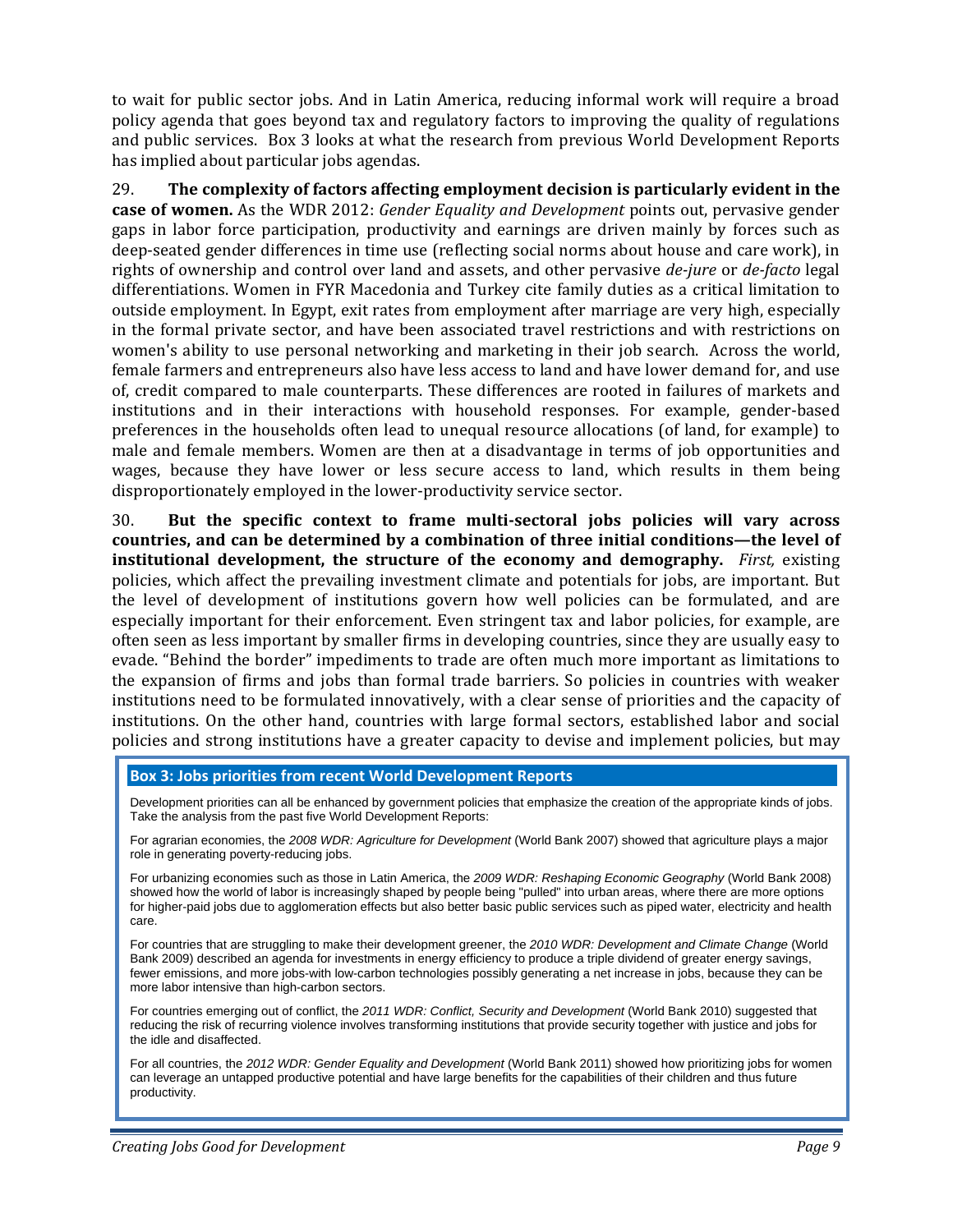to wait for public sector jobs. And in Latin America, reducing informal work will require a broad policy agenda that goes beyond tax and regulatory factors to improving the quality of regulations and public services. Box 3 looks at what the research from previous World Development Reports has implied about particular jobs agendas.

29. **The complexity of factors affecting employment decision is particularly evident in the case of women.** As the WDR 2012: *Gender Equality and Development* points out, pervasive gender gaps in labor force participation, productivity and earnings are driven mainly by forces such as deep-seated gender differences in time use (reflecting social norms about house and care work), in rights of ownership and control over land and assets, and other pervasive *de-jure* or *de-facto* legal differentiations. Women in FYR Macedonia and Turkey cite family duties as a critical limitation to outside employment. In Egypt, exit rates from employment after marriage are very high, especially in the formal private sector, and have been associated travel restrictions and with restrictions on women's ability to use personal networking and marketing in their job search. Across the world, female farmers and entrepreneurs also have less access to land and have lower demand for, and use of, credit compared to male counterparts. These differences are rooted in failures of markets and institutions and in their interactions with household responses. For example, gender-based preferences in the households often lead to unequal resource allocations (of land, for example) to male and female members. Women are then at a disadvantage in terms of job opportunities and wages, because they have lower or less secure access to land, which results in them being disproportionately employed in the lower-productivity service sector.

30. **But the specific context to frame multi-sectoral jobs policies will vary across countries, and can be determined by a combination of three initial conditions—the level of institutional development, the structure of the economy and demography.** *First,* existing policies, which affect the prevailing investment climate and potentials for jobs, are important. But the level of development of institutions govern how well policies can be formulated, and are especially important for their enforcement. Even stringent tax and labor policies, for example, are often seen as less important by smaller firms in developing countries, since they are usually easy to evade. "Behind the border" impediments to trade are often much more important as limitations to the expansion of firms and jobs than formal trade barriers. So policies in countries with weaker institutions need to be formulated innovatively, with a clear sense of priorities and the capacity of institutions. On the other hand, countries with large formal sectors, established labor and social policies and strong institutions have a greater capacity to devise and implement policies, but may

> **Box 3: Jobs priorities from recent World Development Reports**
>
> Development priorities can all be enhanced by government policies that emphasize the creation of the appropriate kinds of jobs. Take the analysis from the past five World Development Reports:
>
> For agrarian economies, the *2008 WDR: Agriculture for Development* (World Bank 2007) showed that agriculture plays a major role in generating poverty-reducing jobs.
>
> For urbanizing economies such as those in Latin America, the *2009 WDR: Reshaping Economic Geography* (World Bank 2008) showed how the world of labor is increasingly shaped by people being "pulled" into urban areas, where there are more options for higher-paid jobs due to agglomeration effects but also better basic public services such as piped water, electricity and health care.
>
> For countries that are struggling to make their development greener, the *2010 WDR: Development and Climate Change* (World Bank 2009) described an agenda for investments in energy efficiency to produce a triple dividend of greater energy savings, fewer emissions, and more jobs-with low-carbon technologies possibly generating a net increase in jobs, because they can be more labor intensive than high-carbon sectors.
>
> For countries emerging out of conflict, the *2011 WDR: Conflict, Security and Development* (World Bank 2010) suggested that reducing the risk of recurring violence involves transforming institutions that provide security together with justice and jobs for the idle and disaffected.
>
> For all countries, the *2012 WDR: Gender Equality and Development* (World Bank 2011) showed how prioritizing jobs for women can leverage an untapped productive potential and have large benefits for the capabilities of their children and thus future productivity.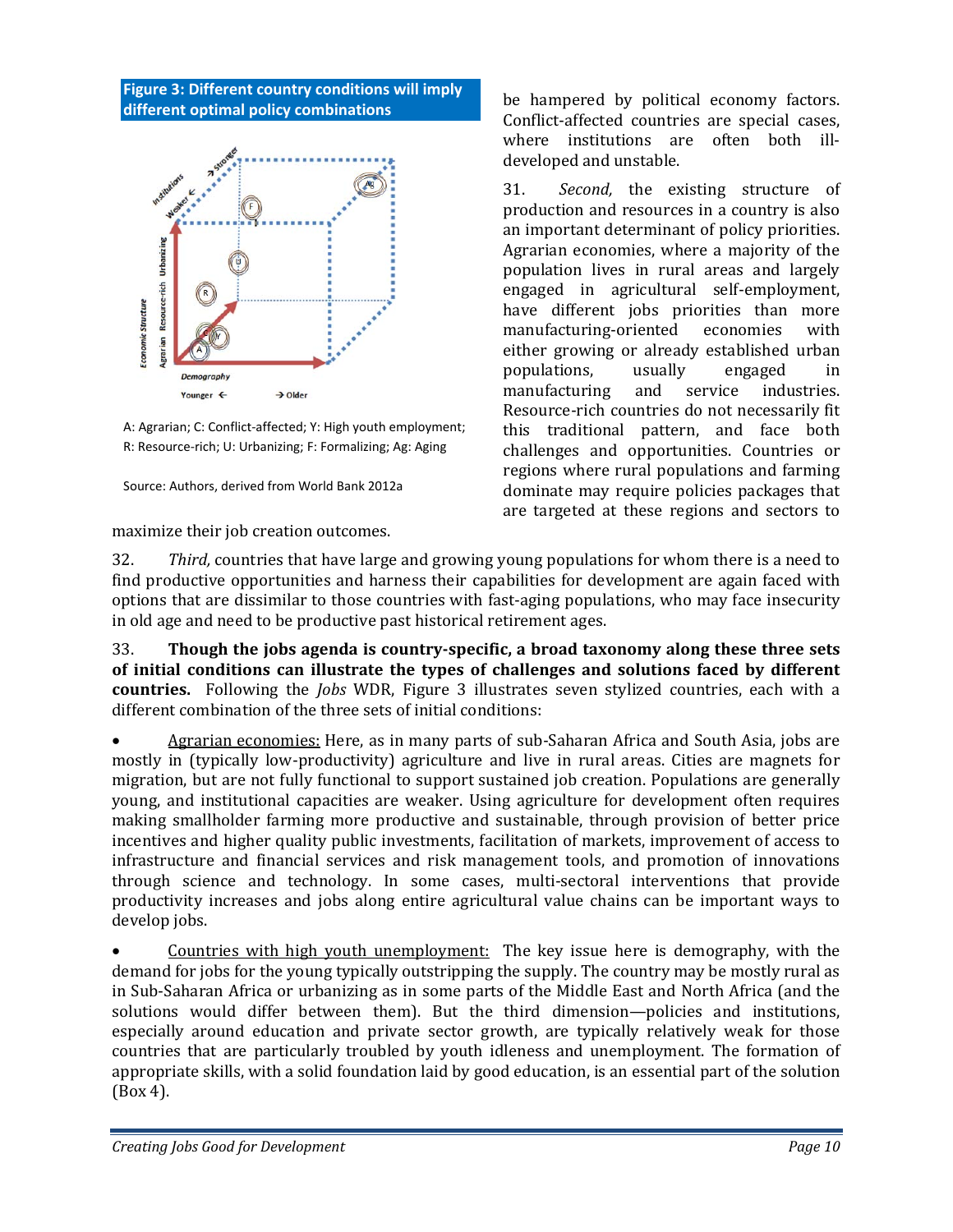**Figure 3: Different country conditions will imply different optimal policy combinations**

A: Agrarian; C: Conflict-affected; Y: High youth employment; R: Resource-rich; U: Urbanizing; F: Formalizing; Ag: Aging

Source: Authors, derived from World Bank 2012a

be hampered by political economy factors. Conflict-affected countries are special cases, where institutions are often both ill-developed and unstable.

31. *Second,* the existing structure of production and resources in a country is also an important determinant of policy priorities. Agrarian economies, where a majority of the population lives in rural areas and largely engaged in agricultural self-employment, have different jobs priorities than more manufacturing-oriented economies with either growing or already established urban populations, usually engaged in manufacturing and service industries. Resource-rich countries do not necessarily fit this traditional pattern, and face both challenges and opportunities. Countries or regions where rural populations and farming dominate may require policies packages that are targeted at these regions and sectors to maximize their job creation outcomes.

32. *Third,* countries that have large and growing young populations for whom there is a need to find productive opportunities and harness their capabilities for development are again faced with options that are dissimilar to those countries with fast-aging populations, who may face insecurity in old age and need to be productive past historical retirement ages.

33. **Though the jobs agenda is country-specific, a broad taxonomy along these three sets of initial conditions can illustrate the types of challenges and solutions faced by different countries.** Following the *Jobs* WDR, Figure 3 illustrates seven stylized countries, each with a different combination of the three sets of initial conditions:

- Agrarian economies: Here, as in many parts of sub-Saharan Africa and South Asia, jobs are mostly in (typically low-productivity) agriculture and live in rural areas. Cities are magnets for migration, but are not fully functional to support sustained job creation. Populations are generally young, and institutional capacities are weaker. Using agriculture for development often requires making smallholder farming more productive and sustainable, through provision of better price incentives and higher quality public investments, facilitation of markets, improvement of access to infrastructure and financial services and risk management tools, and promotion of innovations through science and technology. In some cases, multi-sectoral interventions that provide productivity increases and jobs along entire agricultural value chains can be important ways to develop jobs.

- Countries with high youth unemployment: The key issue here is demography, with the demand for jobs for the young typically outstripping the supply. The country may be mostly rural as in Sub-Saharan Africa or urbanizing as in some parts of the Middle East and North Africa (and the solutions would differ between them). But the third dimension—policies and institutions, especially around education and private sector growth, are typically relatively weak for those countries that are particularly troubled by youth idleness and unemployment. The formation of appropriate skills, with a solid foundation laid by good education, is an essential part of the solution (Box 4).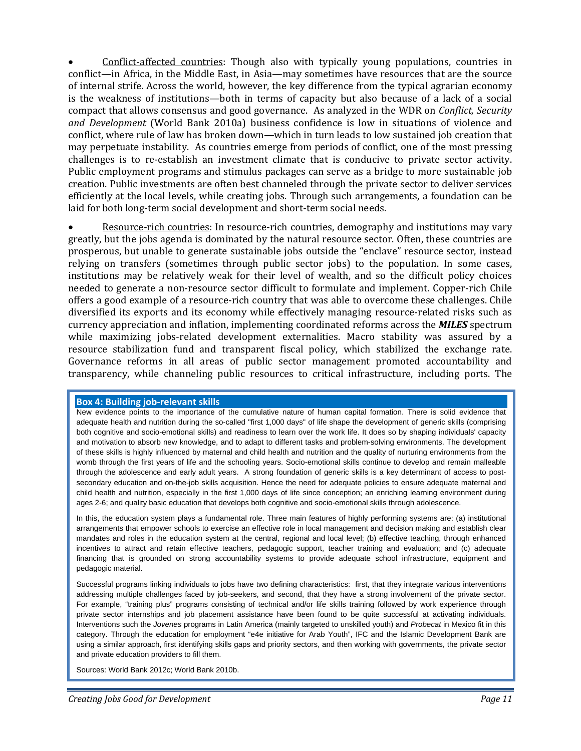- Conflict-affected countries: Though also with typically young populations, countries in conflict—in Africa, in the Middle East, in Asia—may sometimes have resources that are the source of internal strife. Across the world, however, the key difference from the typical agrarian economy is the weakness of institutions—both in terms of capacity but also because of a lack of a social compact that allows consensus and good governance. As analyzed in the WDR on *Conflict, Security and Development* (World Bank 2010a) business confidence is low in situations of violence and conflict, where rule of law has broken down—which in turn leads to low sustained job creation that may perpetuate instability. As countries emerge from periods of conflict, one of the most pressing challenges is to re-establish an investment climate that is conducive to private sector activity. Public employment programs and stimulus packages can serve as a bridge to more sustainable job creation. Public investments are often best channeled through the private sector to deliver services efficiently at the local levels, while creating jobs. Through such arrangements, a foundation can be laid for both long-term social development and short-term social needs.

- Resource-rich countries: In resource-rich countries, demography and institutions may vary greatly, but the jobs agenda is dominated by the natural resource sector. Often, these countries are prosperous, but unable to generate sustainable jobs outside the "enclave" resource sector, instead relying on transfers (sometimes through public sector jobs) to the population. In some cases, institutions may be relatively weak for their level of wealth, and so the difficult policy choices needed to generate a non-resource sector difficult to formulate and implement. Copper-rich Chile offers a good example of a resource-rich country that was able to overcome these challenges. Chile diversified its exports and its economy while effectively managing resource-related risks such as currency appreciation and inflation, implementing coordinated reforms across the ***MILES*** spectrum while maximizing jobs-related development externalities. Macro stability was assured by a resource stabilization fund and transparent fiscal policy, which stabilized the exchange rate. Governance reforms in all areas of public sector management promoted accountability and transparency, while channeling public resources to critical infrastructure, including ports. The

**Box 4: Building job-relevant skills**

New evidence points to the importance of the cumulative nature of human capital formation. There is solid evidence that adequate health and nutrition during the so-called "first 1,000 days" of life shape the development of generic skills (comprising both cognitive and socio-emotional skills) and readiness to learn over the work life. It does so by shaping individuals' capacity and motivation to absorb new knowledge, and to adapt to different tasks and problem-solving environments. The development of these skills is highly influenced by maternal and child health and nutrition and the quality of nurturing environments from the womb through the first years of life and the schooling years. Socio-emotional skills continue to develop and remain malleable through the adolescence and early adult years. A strong foundation of generic skills is a key determinant of access to post-secondary education and on-the-job skills acquisition. Hence the need for adequate policies to ensure adequate maternal and child health and nutrition, especially in the first 1,000 days of life since conception; an enriching learning environment during ages 2-6; and quality basic education that develops both cognitive and socio-emotional skills through adolescence.

In this, the education system plays a fundamental role. Three main features of highly performing systems are: (a) institutional arrangements that empower schools to exercise an effective role in local management and decision making and establish clear mandates and roles in the education system at the central, regional and local level; (b) effective teaching, through enhanced incentives to attract and retain effective teachers, pedagogic support, teacher training and evaluation; and (c) adequate financing that is grounded on strong accountability systems to provide adequate school infrastructure, equipment and pedagogic material.

Successful programs linking individuals to jobs have two defining characteristics: first, that they integrate various interventions addressing multiple challenges faced by job-seekers, and second, that they have a strong involvement of the private sector. For example, "training plus" programs consisting of technical and/or life skills training followed by work experience through private sector internships and job placement assistance have been found to be quite successful at activating individuals. Interventions such the *Jovenes* programs in Latin America (mainly targeted to unskilled youth) and *Probecat* in Mexico fit in this category. Through the education for employment "e4e initiative for Arab Youth", IFC and the Islamic Development Bank are using a similar approach, first identifying skills gaps and priority sectors, and then working with governments, the private sector and private education providers to fill them.

Sources: World Bank 2012c; World Bank 2010b.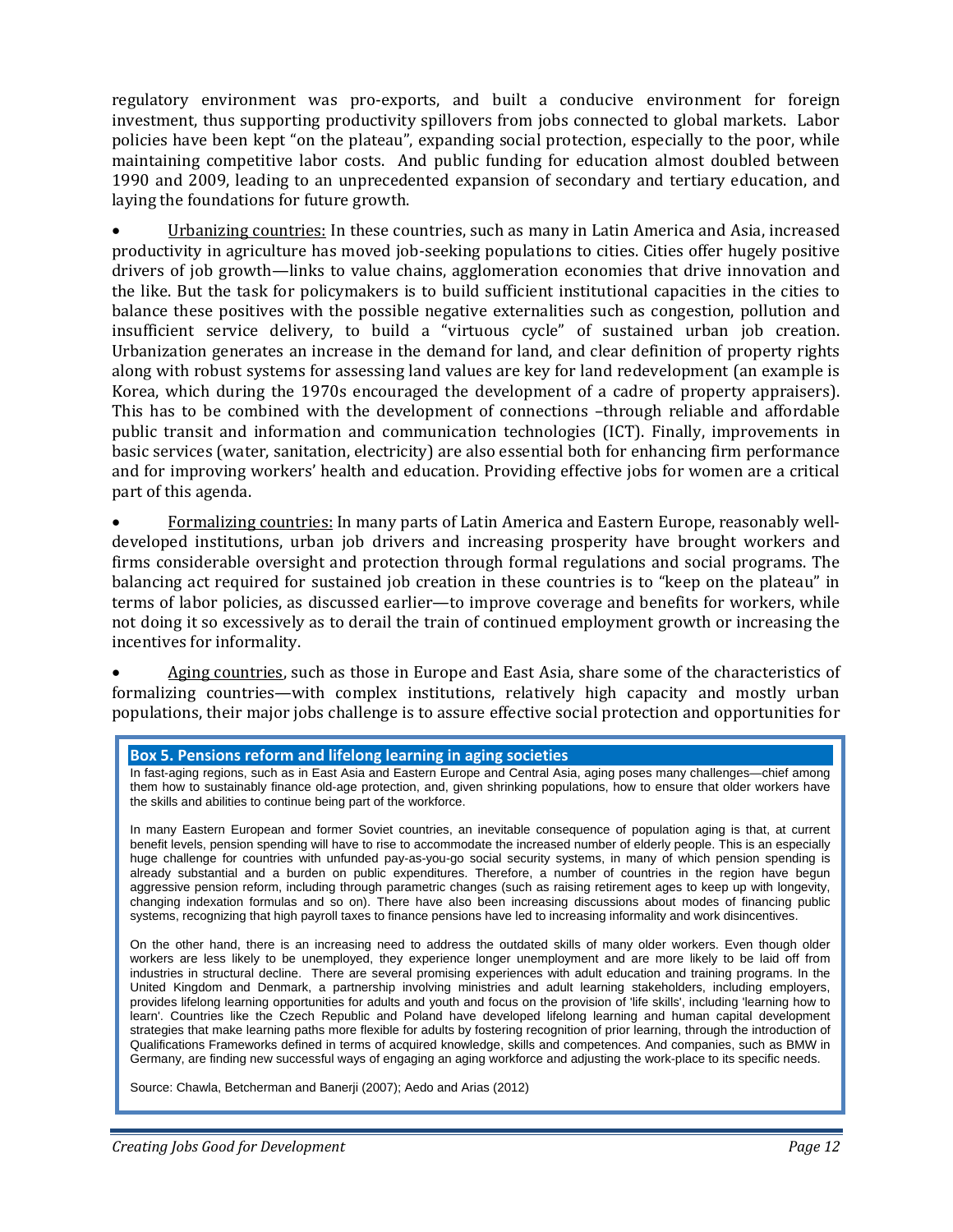regulatory environment was pro-exports, and built a conducive environment for foreign investment, thus supporting productivity spillovers from jobs connected to global markets. Labor policies have been kept "on the plateau", expanding social protection, especially to the poor, while maintaining competitive labor costs. And public funding for education almost doubled between 1990 and 2009, leading to an unprecedented expansion of secondary and tertiary education, and laying the foundations for future growth.

- Urbanizing countries: In these countries, such as many in Latin America and Asia, increased productivity in agriculture has moved job-seeking populations to cities. Cities offer hugely positive drivers of job growth—links to value chains, agglomeration economies that drive innovation and the like. But the task for policymakers is to build sufficient institutional capacities in the cities to balance these positives with the possible negative externalities such as congestion, pollution and insufficient service delivery, to build a "virtuous cycle" of sustained urban job creation. Urbanization generates an increase in the demand for land, and clear definition of property rights along with robust systems for assessing land values are key for land redevelopment (an example is Korea, which during the 1970s encouraged the development of a cadre of property appraisers). This has to be combined with the development of connections –through reliable and affordable public transit and information and communication technologies (ICT). Finally, improvements in basic services (water, sanitation, electricity) are also essential both for enhancing firm performance and for improving workers' health and education. Providing effective jobs for women are a critical part of this agenda.

- Formalizing countries: In many parts of Latin America and Eastern Europe, reasonably well-developed institutions, urban job drivers and increasing prosperity have brought workers and firms considerable oversight and protection through formal regulations and social programs. The balancing act required for sustained job creation in these countries is to "keep on the plateau" in terms of labor policies, as discussed earlier—to improve coverage and benefits for workers, while not doing it so excessively as to derail the train of continued employment growth or increasing the incentives for informality.

- Aging countries, such as those in Europe and East Asia, share some of the characteristics of formalizing countries—with complex institutions, relatively high capacity and mostly urban populations, their major jobs challenge is to assure effective social protection and opportunities for

**Box 5. Pensions reform and lifelong learning in aging societies**

In fast-aging regions, such as in East Asia and Eastern Europe and Central Asia, aging poses many challenges—chief among them how to sustainably finance old-age protection, and, given shrinking populations, how to ensure that older workers have the skills and abilities to continue being part of the workforce.

In many Eastern European and former Soviet countries, an inevitable consequence of population aging is that, at current benefit levels, pension spending will have to rise to accommodate the increased number of elderly people. This is an especially huge challenge for countries with unfunded pay-as-you-go social security systems, in many of which pension spending is already substantial and a burden on public expenditures. Therefore, a number of countries in the region have begun aggressive pension reform, including through parametric changes (such as raising retirement ages to keep up with longevity, changing indexation formulas and so on). There have also been increasing discussions about modes of financing public systems, recognizing that high payroll taxes to finance pensions have led to increasing informality and work disincentives.

On the other hand, there is an increasing need to address the outdated skills of many older workers. Even though older workers are less likely to be unemployed, they experience longer unemployment and are more likely to be laid off from industries in structural decline. There are several promising experiences with adult education and training programs. In the United Kingdom and Denmark, a partnership involving ministries and adult learning stakeholders, including employers, provides lifelong learning opportunities for adults and youth and focus on the provision of 'life skills', including 'learning how to learn'. Countries like the Czech Republic and Poland have developed lifelong learning and human capital development strategies that make learning paths more flexible for adults by fostering recognition of prior learning, through the introduction of Qualifications Frameworks defined in terms of acquired knowledge, skills and competences. And companies, such as BMW in Germany, are finding new successful ways of engaging an aging workforce and adjusting the work-place to its specific needs.

Source: Chawla, Betcherman and Banerji (2007); Aedo and Arias (2012)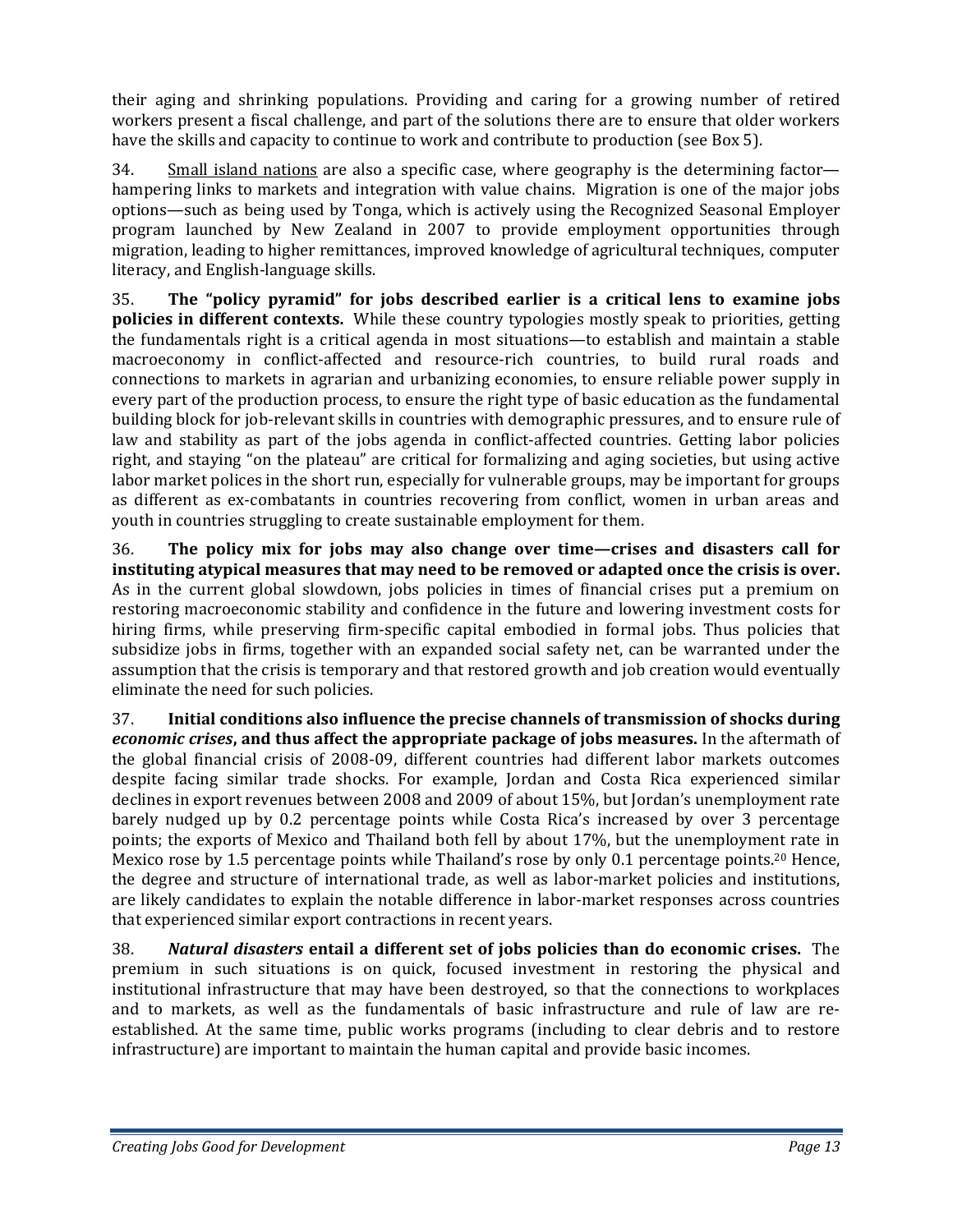their aging and shrinking populations. Providing and caring for a growing number of retired workers present a fiscal challenge, and part of the solutions there are to ensure that older workers have the skills and capacity to continue to work and contribute to production (see Box 5).

34. Small island nations are also a specific case, where geography is the determining factor—hampering links to markets and integration with value chains. Migration is one of the major jobs options—such as being used by Tonga, which is actively using the Recognized Seasonal Employer program launched by New Zealand in 2007 to provide employment opportunities through migration, leading to higher remittances, improved knowledge of agricultural techniques, computer literacy, and English-language skills.

35. **The "policy pyramid" for jobs described earlier is a critical lens to examine jobs policies in different contexts.** While these country typologies mostly speak to priorities, getting the fundamentals right is a critical agenda in most situations—to establish and maintain a stable macroeconomy in conflict-affected and resource-rich countries, to build rural roads and connections to markets in agrarian and urbanizing economies, to ensure reliable power supply in every part of the production process, to ensure the right type of basic education as the fundamental building block for job-relevant skills in countries with demographic pressures, and to ensure rule of law and stability as part of the jobs agenda in conflict-affected countries. Getting labor policies right, and staying "on the plateau" are critical for formalizing and aging societies, but using active labor market polices in the short run, especially for vulnerable groups, may be important for groups as different as ex-combatants in countries recovering from conflict, women in urban areas and youth in countries struggling to create sustainable employment for them.

36. **The policy mix for jobs may also change over time—crises and disasters call for instituting atypical measures that may need to be removed or adapted once the crisis is over.** As in the current global slowdown, jobs policies in times of financial crises put a premium on restoring macroeconomic stability and confidence in the future and lowering investment costs for hiring firms, while preserving firm-specific capital embodied in formal jobs. Thus policies that subsidize jobs in firms, together with an expanded social safety net, can be warranted under the assumption that the crisis is temporary and that restored growth and job creation would eventually eliminate the need for such policies.

37. **Initial conditions also influence the precise channels of transmission of shocks during *economic crises*, and thus affect the appropriate package of jobs measures.** In the aftermath of the global financial crisis of 2008-09, different countries had different labor markets outcomes despite facing similar trade shocks. For example, Jordan and Costa Rica experienced similar declines in export revenues between 2008 and 2009 of about 15%, but Jordan's unemployment rate barely nudged up by 0.2 percentage points while Costa Rica's increased by over 3 percentage points; the exports of Mexico and Thailand both fell by about 17%, but the unemployment rate in Mexico rose by 1.5 percentage points while Thailand's rose by only 0.1 percentage points.[20] Hence, the degree and structure of international trade, as well as labor-market policies and institutions, are likely candidates to explain the notable difference in labor-market responses across countries that experienced similar export contractions in recent years.

38. ***Natural disasters* entail a different set of jobs policies than do economic crises.** The premium in such situations is on quick, focused investment in restoring the physical and institutional infrastructure that may have been destroyed, so that the connections to workplaces and to markets, as well as the fundamentals of basic infrastructure and rule of law are re-established. At the same time, public works programs (including to clear debris and to restore infrastructure) are important to maintain the human capital and provide basic incomes.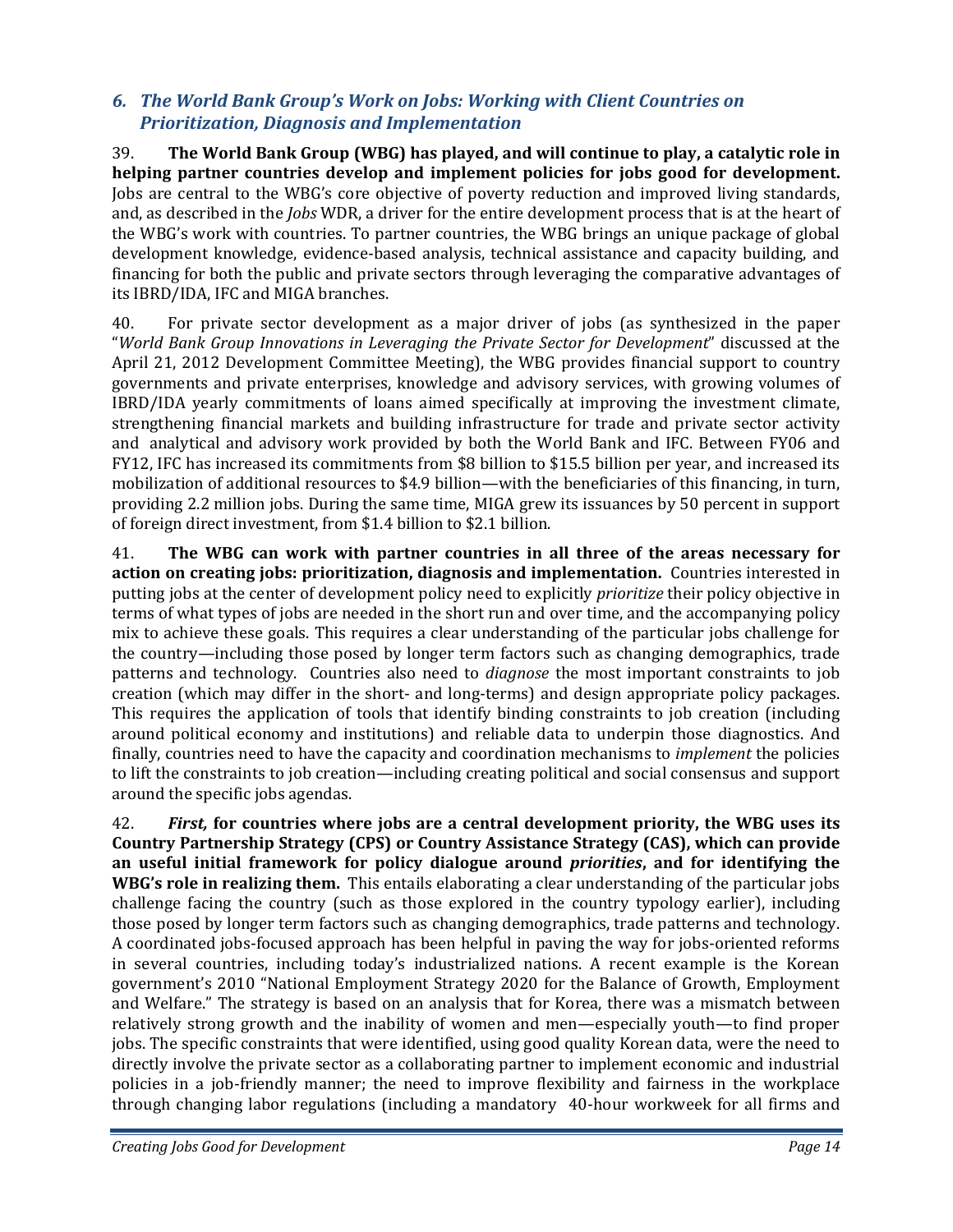### *6. The World Bank Group's Work on Jobs: Working with Client Countries on Prioritization, Diagnosis and Implementation*

39. **The World Bank Group (WBG) has played, and will continue to play, a catalytic role in helping partner countries develop and implement policies for jobs good for development.** Jobs are central to the WBG's core objective of poverty reduction and improved living standards, and, as described in the *Jobs* WDR, a driver for the entire development process that is at the heart of the WBG's work with countries. To partner countries, the WBG brings an unique package of global development knowledge, evidence-based analysis, technical assistance and capacity building, and financing for both the public and private sectors through leveraging the comparative advantages of its IBRD/IDA, IFC and MIGA branches.

40. For private sector development as a major driver of jobs (as synthesized in the paper "*World Bank Group Innovations in Leveraging the Private Sector for Development*" discussed at the April 21, 2012 Development Committee Meeting), the WBG provides financial support to country governments and private enterprises, knowledge and advisory services, with growing volumes of IBRD/IDA yearly commitments of loans aimed specifically at improving the investment climate, strengthening financial markets and building infrastructure for trade and private sector activity and analytical and advisory work provided by both the World Bank and IFC. Between FY06 and FY12, IFC has increased its commitments from $8 billion to $15.5 billion per year, and increased its mobilization of additional resources to $4.9 billion—with the beneficiaries of this financing, in turn, providing 2.2 million jobs. During the same time, MIGA grew its issuances by 50 percent in support of foreign direct investment, from $1.4 billion to $2.1 billion.

41. **The WBG can work with partner countries in all three of the areas necessary for action on creating jobs: prioritization, diagnosis and implementation.** Countries interested in putting jobs at the center of development policy need to explicitly *prioritize* their policy objective in terms of what types of jobs are needed in the short run and over time, and the accompanying policy mix to achieve these goals. This requires a clear understanding of the particular jobs challenge for the country—including those posed by longer term factors such as changing demographics, trade patterns and technology. Countries also need to *diagnose* the most important constraints to job creation (which may differ in the short- and long-terms) and design appropriate policy packages. This requires the application of tools that identify binding constraints to job creation (including around political economy and institutions) and reliable data to underpin those diagnostics. And finally, countries need to have the capacity and coordination mechanisms to *implement* the policies to lift the constraints to job creation—including creating political and social consensus and support around the specific jobs agendas.

42. ***First,* for countries where jobs are a central development priority, the WBG uses its Country Partnership Strategy (CPS) or Country Assistance Strategy (CAS), which can provide an useful initial framework for policy dialogue around *priorities*, and for identifying the WBG's role in realizing them.** This entails elaborating a clear understanding of the particular jobs challenge facing the country (such as those explored in the country typology earlier), including those posed by longer term factors such as changing demographics, trade patterns and technology. A coordinated jobs-focused approach has been helpful in paving the way for jobs-oriented reforms in several countries, including today's industrialized nations. A recent example is the Korean government's 2010 "National Employment Strategy 2020 for the Balance of Growth, Employment and Welfare." The strategy is based on an analysis that for Korea, there was a mismatch between relatively strong growth and the inability of women and men—especially youth—to find proper jobs. The specific constraints that were identified, using good quality Korean data, were the need to directly involve the private sector as a collaborating partner to implement economic and industrial policies in a job-friendly manner; the need to improve flexibility and fairness in the workplace through changing labor regulations (including a mandatory 40-hour workweek for all firms and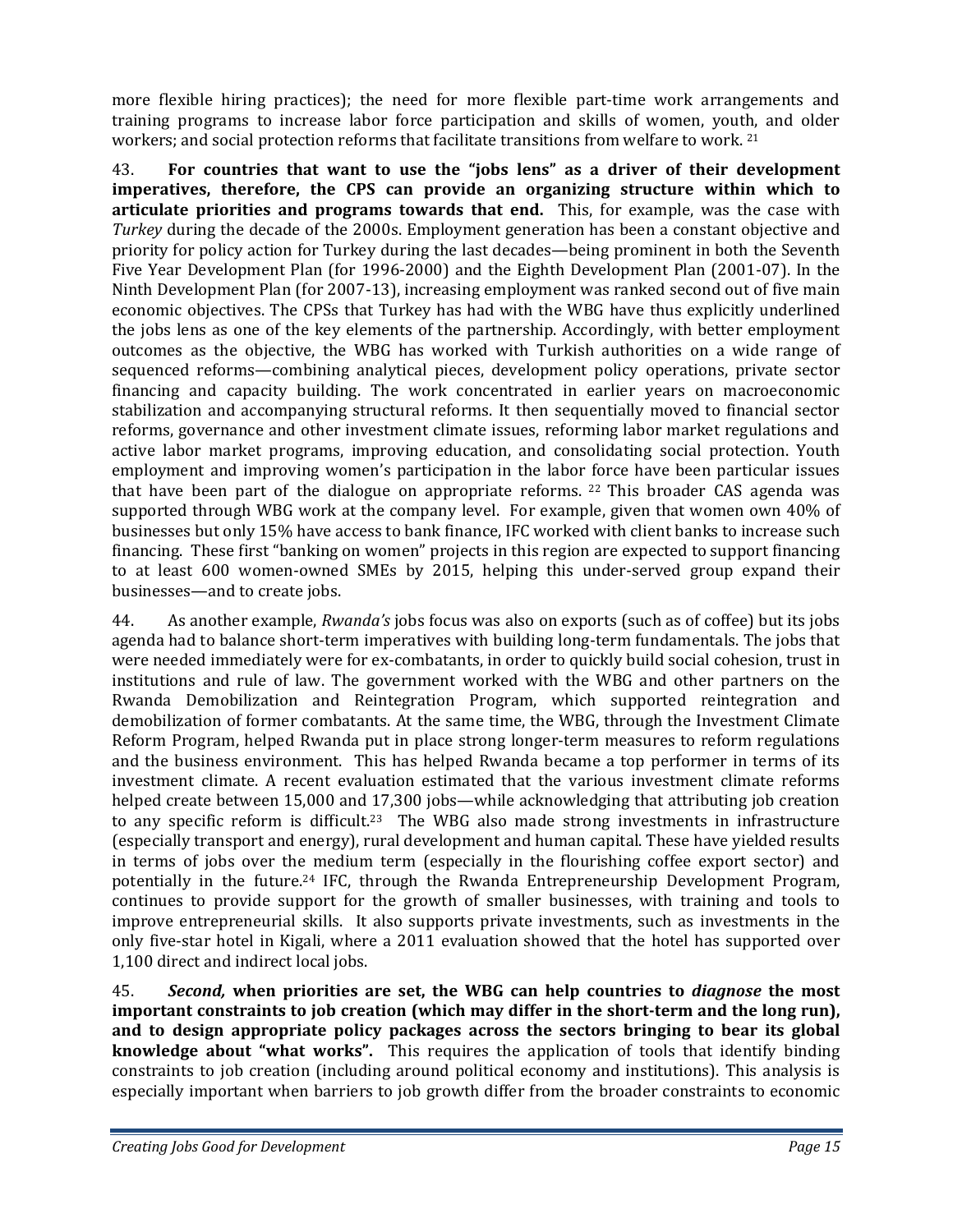more flexible hiring practices); the need for more flexible part-time work arrangements and training programs to increase labor force participation and skills of women, youth, and older workers; and social protection reforms that facilitate transitions from welfare to work. [21]

43. **For countries that want to use the "jobs lens" as a driver of their development imperatives, therefore, the CPS can provide an organizing structure within which to articulate priorities and programs towards that end.** This, for example, was the case with *Turkey* during the decade of the 2000s. Employment generation has been a constant objective and priority for policy action for Turkey during the last decades—being prominent in both the Seventh Five Year Development Plan (for 1996-2000) and the Eighth Development Plan (2001-07). In the Ninth Development Plan (for 2007-13), increasing employment was ranked second out of five main economic objectives. The CPSs that Turkey has had with the WBG have thus explicitly underlined the jobs lens as one of the key elements of the partnership. Accordingly, with better employment outcomes as the objective, the WBG has worked with Turkish authorities on a wide range of sequenced reforms—combining analytical pieces, development policy operations, private sector financing and capacity building. The work concentrated in earlier years on macroeconomic stabilization and accompanying structural reforms. It then sequentially moved to financial sector reforms, governance and other investment climate issues, reforming labor market regulations and active labor market programs, improving education, and consolidating social protection. Youth employment and improving women's participation in the labor force have been particular issues that have been part of the dialogue on appropriate reforms. [22] This broader CAS agenda was supported through WBG work at the company level. For example, given that women own 40% of businesses but only 15% have access to bank finance, IFC worked with client banks to increase such financing. These first "banking on women" projects in this region are expected to support financing to at least 600 women-owned SMEs by 2015, helping this under-served group expand their businesses—and to create jobs.

44. As another example, *Rwanda's* jobs focus was also on exports (such as of coffee) but its jobs agenda had to balance short-term imperatives with building long-term fundamentals. The jobs that were needed immediately were for ex-combatants, in order to quickly build social cohesion, trust in institutions and rule of law. The government worked with the WBG and other partners on the Rwanda Demobilization and Reintegration Program, which supported reintegration and demobilization of former combatants. At the same time, the WBG, through the Investment Climate Reform Program, helped Rwanda put in place strong longer-term measures to reform regulations and the business environment. This has helped Rwanda became a top performer in terms of its investment climate. A recent evaluation estimated that the various investment climate reforms helped create between 15,000 and 17,300 jobs—while acknowledging that attributing job creation to any specific reform is difficult.[23] The WBG also made strong investments in infrastructure (especially transport and energy), rural development and human capital. These have yielded results in terms of jobs over the medium term (especially in the flourishing coffee export sector) and potentially in the future.[24] IFC, through the Rwanda Entrepreneurship Development Program, continues to provide support for the growth of smaller businesses, with training and tools to improve entrepreneurial skills. It also supports private investments, such as investments in the only five-star hotel in Kigali, where a 2011 evaluation showed that the hotel has supported over 1,100 direct and indirect local jobs.

45. ***Second,* when priorities are set, the WBG can help countries to *diagnose* the most important constraints to job creation (which may differ in the short-term and the long run), and to design appropriate policy packages across the sectors bringing to bear its global knowledge about "what works".** This requires the application of tools that identify binding constraints to job creation (including around political economy and institutions). This analysis is especially important when barriers to job growth differ from the broader constraints to economic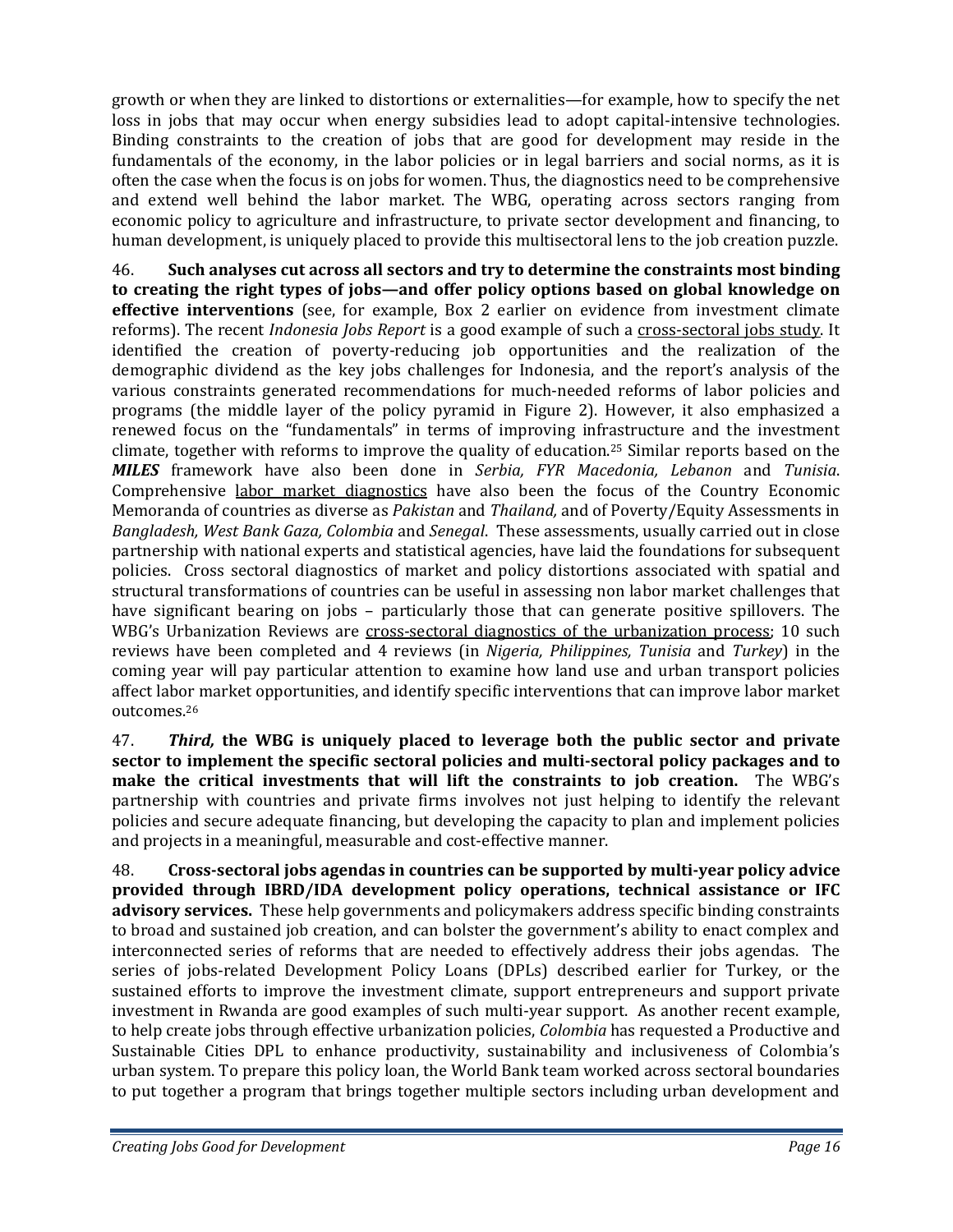growth or when they are linked to distortions or externalities—for example, how to specify the net loss in jobs that may occur when energy subsidies lead to adopt capital-intensive technologies. Binding constraints to the creation of jobs that are good for development may reside in the fundamentals of the economy, in the labor policies or in legal barriers and social norms, as it is often the case when the focus is on jobs for women. Thus, the diagnostics need to be comprehensive and extend well behind the labor market. The WBG, operating across sectors ranging from economic policy to agriculture and infrastructure, to private sector development and financing, to human development, is uniquely placed to provide this multisectoral lens to the job creation puzzle.

46. **Such analyses cut across all sectors and try to determine the constraints most binding to creating the right types of jobs—and offer policy options based on global knowledge on effective interventions** (see, for example, Box 2 earlier on evidence from investment climate reforms). The recent *Indonesia Jobs Report* is a good example of such a cross-sectoral jobs study. It identified the creation of poverty-reducing job opportunities and the realization of the demographic dividend as the key jobs challenges for Indonesia, and the report's analysis of the various constraints generated recommendations for much-needed reforms of labor policies and programs (the middle layer of the policy pyramid in Figure 2). However, it also emphasized a renewed focus on the "fundamentals" in terms of improving infrastructure and the investment climate, together with reforms to improve the quality of education.[25] Similar reports based on the ***MILES*** framework have also been done in *Serbia, FYR Macedonia, Lebanon* and *Tunisia*. Comprehensive labor market diagnostics have also been the focus of the Country Economic Memoranda of countries as diverse as *Pakistan* and *Thailand,* and of Poverty/Equity Assessments in *Bangladesh, West Bank Gaza, Colombia* and *Senegal*. These assessments, usually carried out in close partnership with national experts and statistical agencies, have laid the foundations for subsequent policies. Cross sectoral diagnostics of market and policy distortions associated with spatial and structural transformations of countries can be useful in assessing non labor market challenges that have significant bearing on jobs – particularly those that can generate positive spillovers. The WBG's Urbanization Reviews are cross-sectoral diagnostics of the urbanization process; 10 such reviews have been completed and 4 reviews (in *Nigeria, Philippines, Tunisia* and *Turkey*) in the coming year will pay particular attention to examine how land use and urban transport policies affect labor market opportunities, and identify specific interventions that can improve labor market outcomes.[26]

47. ***Third,*** **the WBG is uniquely placed to leverage both the public sector and private sector to implement the specific sectoral policies and multi-sectoral policy packages and to make the critical investments that will lift the constraints to job creation.** The WBG's partnership with countries and private firms involves not just helping to identify the relevant policies and secure adequate financing, but developing the capacity to plan and implement policies and projects in a meaningful, measurable and cost-effective manner.

48. **Cross-sectoral jobs agendas in countries can be supported by multi-year policy advice provided through IBRD/IDA development policy operations, technical assistance or IFC advisory services.** These help governments and policymakers address specific binding constraints to broad and sustained job creation, and can bolster the government's ability to enact complex and interconnected series of reforms that are needed to effectively address their jobs agendas. The series of jobs-related Development Policy Loans (DPLs) described earlier for Turkey, or the sustained efforts to improve the investment climate, support entrepreneurs and support private investment in Rwanda are good examples of such multi-year support. As another recent example, to help create jobs through effective urbanization policies, *Colombia* has requested a Productive and Sustainable Cities DPL to enhance productivity, sustainability and inclusiveness of Colombia's urban system. To prepare this policy loan, the World Bank team worked across sectoral boundaries to put together a program that brings together multiple sectors including urban development and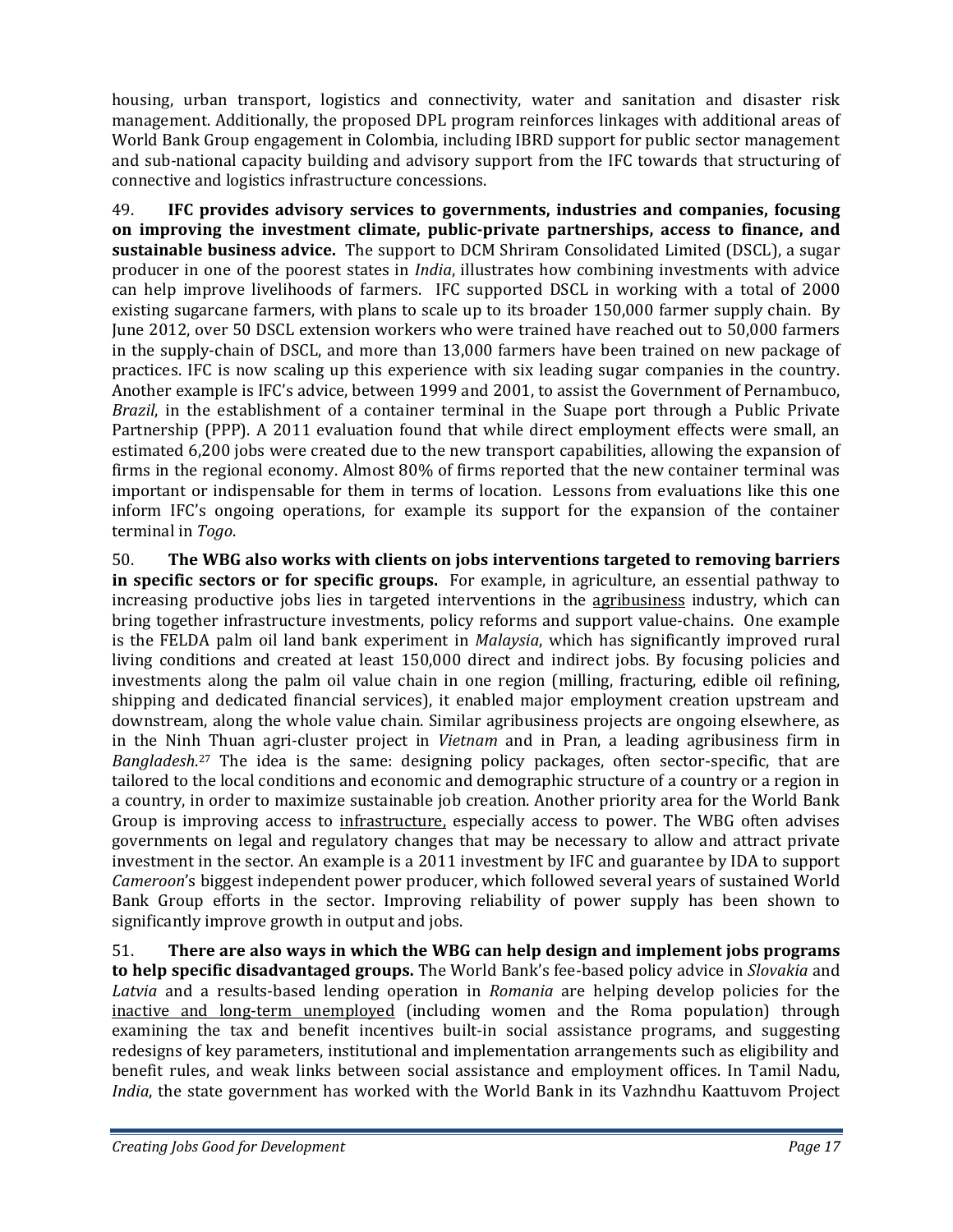housing, urban transport, logistics and connectivity, water and sanitation and disaster risk management. Additionally, the proposed DPL program reinforces linkages with additional areas of World Bank Group engagement in Colombia, including IBRD support for public sector management and sub-national capacity building and advisory support from the IFC towards that structuring of connective and logistics infrastructure concessions.

49. **IFC provides advisory services to governments, industries and companies, focusing on improving the investment climate, public-private partnerships, access to finance, and sustainable business advice.** The support to DCM Shriram Consolidated Limited (DSCL), a sugar producer in one of the poorest states in *India*, illustrates how combining investments with advice can help improve livelihoods of farmers. IFC supported DSCL in working with a total of 2000 existing sugarcane farmers, with plans to scale up to its broader 150,000 farmer supply chain. By June 2012, over 50 DSCL extension workers who were trained have reached out to 50,000 farmers in the supply-chain of DSCL, and more than 13,000 farmers have been trained on new package of practices. IFC is now scaling up this experience with six leading sugar companies in the country. Another example is IFC's advice, between 1999 and 2001, to assist the Government of Pernambuco, *Brazil*, in the establishment of a container terminal in the Suape port through a Public Private Partnership (PPP). A 2011 evaluation found that while direct employment effects were small, an estimated 6,200 jobs were created due to the new transport capabilities, allowing the expansion of firms in the regional economy. Almost 80% of firms reported that the new container terminal was important or indispensable for them in terms of location. Lessons from evaluations like this one inform IFC's ongoing operations, for example its support for the expansion of the container terminal in *Togo*.

50. **The WBG also works with clients on jobs interventions targeted to removing barriers in specific sectors or for specific groups.** For example, in agriculture, an essential pathway to increasing productive jobs lies in targeted interventions in the agribusiness industry, which can bring together infrastructure investments, policy reforms and support value-chains. One example is the FELDA palm oil land bank experiment in *Malaysia*, which has significantly improved rural living conditions and created at least 150,000 direct and indirect jobs. By focusing policies and investments along the palm oil value chain in one region (milling, fracturing, edible oil refining, shipping and dedicated financial services), it enabled major employment creation upstream and downstream, along the whole value chain. Similar agribusiness projects are ongoing elsewhere, as in the Ninh Thuan agri-cluster project in *Vietnam* and in Pran, a leading agribusiness firm in *Bangladesh*.[27] The idea is the same: designing policy packages, often sector-specific, that are tailored to the local conditions and economic and demographic structure of a country or a region in a country, in order to maximize sustainable job creation. Another priority area for the World Bank Group is improving access to infrastructure, especially access to power. The WBG often advises governments on legal and regulatory changes that may be necessary to allow and attract private investment in the sector. An example is a 2011 investment by IFC and guarantee by IDA to support *Cameroon*'s biggest independent power producer, which followed several years of sustained World Bank Group efforts in the sector. Improving reliability of power supply has been shown to significantly improve growth in output and jobs.

51. **There are also ways in which the WBG can help design and implement jobs programs to help specific disadvantaged groups.** The World Bank's fee-based policy advice in *Slovakia* and *Latvia* and a results-based lending operation in *Romania* are helping develop policies for the inactive and long-term unemployed (including women and the Roma population) through examining the tax and benefit incentives built-in social assistance programs, and suggesting redesigns of key parameters, institutional and implementation arrangements such as eligibility and benefit rules, and weak links between social assistance and employment offices. In Tamil Nadu, *India*, the state government has worked with the World Bank in its Vazhndhu Kaattuvom Project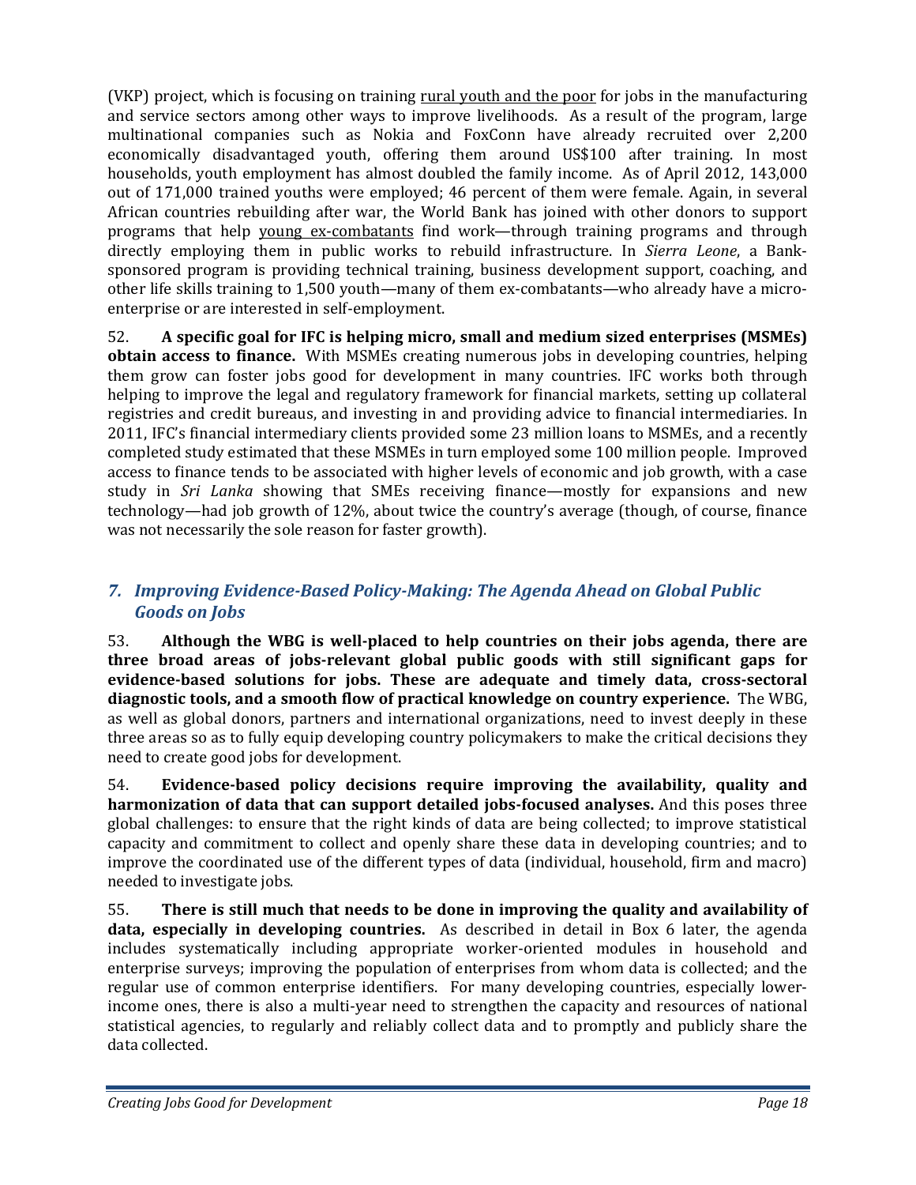(VKP) project, which is focusing on training rural youth and the poor for jobs in the manufacturing and service sectors among other ways to improve livelihoods. As a result of the program, large multinational companies such as Nokia and FoxConn have already recruited over 2,200 economically disadvantaged youth, offering them around US$100 after training. In most households, youth employment has almost doubled the family income. As of April 2012, 143,000 out of 171,000 trained youths were employed; 46 percent of them were female. Again, in several African countries rebuilding after war, the World Bank has joined with other donors to support programs that help young ex-combatants find work—through training programs and through directly employing them in public works to rebuild infrastructure. In *Sierra Leone*, a Bank-sponsored program is providing technical training, business development support, coaching, and other life skills training to 1,500 youth—many of them ex-combatants—who already have a micro-enterprise or are interested in self-employment.

52. **A specific goal for IFC is helping micro, small and medium sized enterprises (MSMEs) obtain access to finance.** With MSMEs creating numerous jobs in developing countries, helping them grow can foster jobs good for development in many countries. IFC works both through helping to improve the legal and regulatory framework for financial markets, setting up collateral registries and credit bureaus, and investing in and providing advice to financial intermediaries. In 2011, IFC's financial intermediary clients provided some 23 million loans to MSMEs, and a recently completed study estimated that these MSMEs in turn employed some 100 million people. Improved access to finance tends to be associated with higher levels of economic and job growth, with a case study in *Sri Lanka* showing that SMEs receiving finance—mostly for expansions and new technology—had job growth of 12%, about twice the country's average (though, of course, finance was not necessarily the sole reason for faster growth).

## *7. Improving Evidence-Based Policy-Making: The Agenda Ahead on Global Public Goods on Jobs*

53. **Although the WBG is well-placed to help countries on their jobs agenda, there are three broad areas of jobs-relevant global public goods with still significant gaps for evidence-based solutions for jobs. These are adequate and timely data, cross-sectoral diagnostic tools, and a smooth flow of practical knowledge on country experience.** The WBG, as well as global donors, partners and international organizations, need to invest deeply in these three areas so as to fully equip developing country policymakers to make the critical decisions they need to create good jobs for development.

54. **Evidence-based policy decisions require improving the availability, quality and harmonization of data that can support detailed jobs-focused analyses.** And this poses three global challenges: to ensure that the right kinds of data are being collected; to improve statistical capacity and commitment to collect and openly share these data in developing countries; and to improve the coordinated use of the different types of data (individual, household, firm and macro) needed to investigate jobs.

55. **There is still much that needs to be done in improving the quality and availability of data, especially in developing countries.** As described in detail in Box 6 later, the agenda includes systematically including appropriate worker-oriented modules in household and enterprise surveys; improving the population of enterprises from whom data is collected; and the regular use of common enterprise identifiers. For many developing countries, especially lower-income ones, there is also a multi-year need to strengthen the capacity and resources of national statistical agencies, to regularly and reliably collect data and to promptly and publicly share the data collected.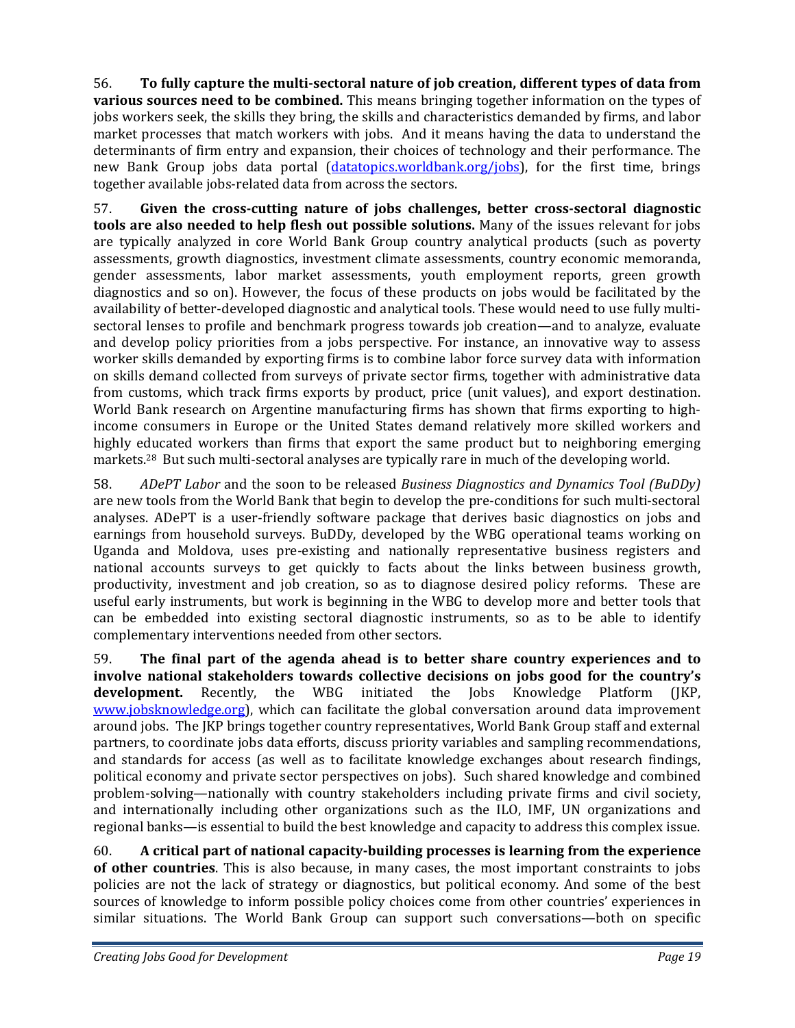56. **To fully capture the multi-sectoral nature of job creation, different types of data from various sources need to be combined.** This means bringing together information on the types of jobs workers seek, the skills they bring, the skills and characteristics demanded by firms, and labor market processes that match workers with jobs. And it means having the data to understand the determinants of firm entry and expansion, their choices of technology and their performance. The new Bank Group jobs data portal ([datatopics.worldbank.org/jobs](datatopics.worldbank.org/jobs)), for the first time, brings together available jobs-related data from across the sectors.

57. **Given the cross-cutting nature of jobs challenges, better cross-sectoral diagnostic tools are also needed to help flesh out possible solutions.** Many of the issues relevant for jobs are typically analyzed in core World Bank Group country analytical products (such as poverty assessments, growth diagnostics, investment climate assessments, country economic memoranda, gender assessments, labor market assessments, youth employment reports, green growth diagnostics and so on). However, the focus of these products on jobs would be facilitated by the availability of better-developed diagnostic and analytical tools. These would need to use fully multi-sectoral lenses to profile and benchmark progress towards job creation—and to analyze, evaluate and develop policy priorities from a jobs perspective. For instance, an innovative way to assess worker skills demanded by exporting firms is to combine labor force survey data with information on skills demand collected from surveys of private sector firms, together with administrative data from customs, which track firms exports by product, price (unit values), and export destination. World Bank research on Argentine manufacturing firms has shown that firms exporting to high-income consumers in Europe or the United States demand relatively more skilled workers and highly educated workers than firms that export the same product but to neighboring emerging markets.[28] But such multi-sectoral analyses are typically rare in much of the developing world.

58. *ADePT Labor* and the soon to be released *Business Diagnostics and Dynamics Tool (BuDDy)* are new tools from the World Bank that begin to develop the pre-conditions for such multi-sectoral analyses. ADePT is a user-friendly software package that derives basic diagnostics on jobs and earnings from household surveys. BuDDy, developed by the WBG operational teams working on Uganda and Moldova, uses pre-existing and nationally representative business registers and national accounts surveys to get quickly to facts about the links between business growth, productivity, investment and job creation, so as to diagnose desired policy reforms. These are useful early instruments, but work is beginning in the WBG to develop more and better tools that can be embedded into existing sectoral diagnostic instruments, so as to be able to identify complementary interventions needed from other sectors.

59. **The final part of the agenda ahead is to better share country experiences and to involve national stakeholders towards collective decisions on jobs good for the country's development.** Recently, the WBG initiated the Jobs Knowledge Platform (JKP, [www.jobsknowledge.org](www.jobsknowledge.org)), which can facilitate the global conversation around data improvement around jobs. The JKP brings together country representatives, World Bank Group staff and external partners, to coordinate jobs data efforts, discuss priority variables and sampling recommendations, and standards for access (as well as to facilitate knowledge exchanges about research findings, political economy and private sector perspectives on jobs). Such shared knowledge and combined problem-solving—nationally with country stakeholders including private firms and civil society, and internationally including other organizations such as the ILO, IMF, UN organizations and regional banks—is essential to build the best knowledge and capacity to address this complex issue.

60. **A critical part of national capacity-building processes is learning from the experience of other countries**. This is also because, in many cases, the most important constraints to jobs policies are not the lack of strategy or diagnostics, but political economy. And some of the best sources of knowledge to inform possible policy choices come from other countries' experiences in similar situations. The World Bank Group can support such conversations—both on specific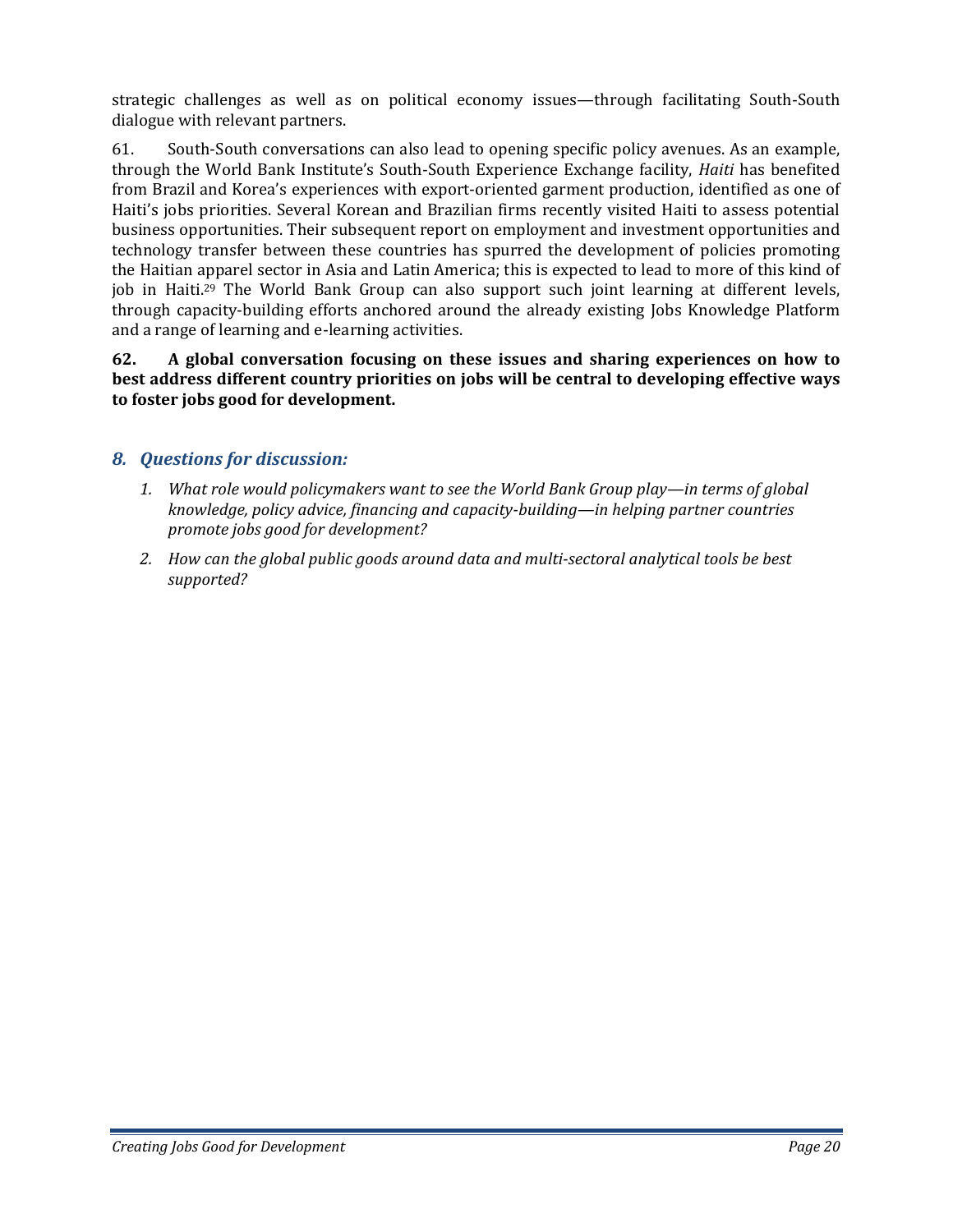strategic challenges as well as on political economy issues—through facilitating South-South dialogue with relevant partners.

61. South-South conversations can also lead to opening specific policy avenues. As an example, through the World Bank Institute's South-South Experience Exchange facility, *Haiti* has benefited from Brazil and Korea's experiences with export-oriented garment production, identified as one of Haiti's jobs priorities. Several Korean and Brazilian firms recently visited Haiti to assess potential business opportunities. Their subsequent report on employment and investment opportunities and technology transfer between these countries has spurred the development of policies promoting the Haitian apparel sector in Asia and Latin America; this is expected to lead to more of this kind of job in Haiti.[29] The World Bank Group can also support such joint learning at different levels, through capacity-building efforts anchored around the already existing Jobs Knowledge Platform and a range of learning and e-learning activities.

**62. A global conversation focusing on these issues and sharing experiences on how to best address different country priorities on jobs will be central to developing effective ways to foster jobs good for development.**

## *8. Questions for discussion:*

1. *What role would policymakers want to see the World Bank Group play—in terms of global knowledge, policy advice, financing and capacity-building—in helping partner countries promote jobs good for development?*
2. *How can the global public goods around data and multi-sectoral analytical tools be best supported?*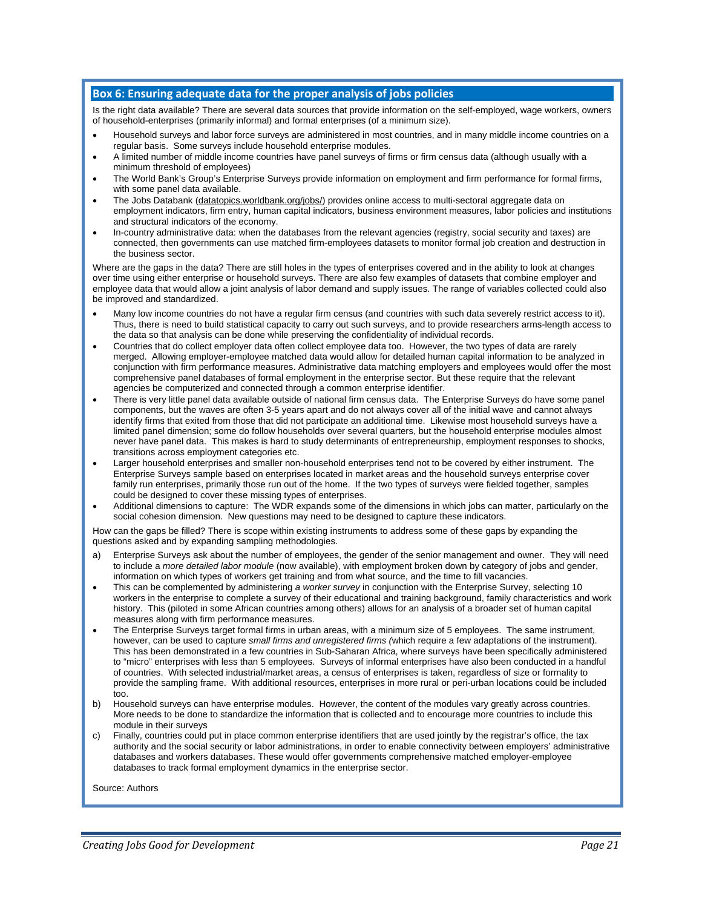## Box 6: Ensuring adequate data for the proper analysis of jobs policies

Is the right data available? There are several data sources that provide information on the self-employed, wage workers, owners of household-enterprises (primarily informal) and formal enterprises (of a minimum size).

- Household surveys and labor force surveys are administered in most countries, and in many middle income countries on a regular basis. Some surveys include household enterprise modules.
- A limited number of middle income countries have panel surveys of firms or firm census data (although usually with a minimum threshold of employees)
- The World Bank's Group's Enterprise Surveys provide information on employment and firm performance for formal firms, with some panel data available.
- The Jobs Databank (datatopics.worldbank.org/jobs/) provides online access to multi-sectoral aggregate data on employment indicators, firm entry, human capital indicators, business environment measures, labor policies and institutions and structural indicators of the economy.
- In-country administrative data: when the databases from the relevant agencies (registry, social security and taxes) are connected, then governments can use matched firm-employees datasets to monitor formal job creation and destruction in the business sector.

Where are the gaps in the data? There are still holes in the types of enterprises covered and in the ability to look at changes over time using either enterprise or household surveys. There are also few examples of datasets that combine employer and employee data that would allow a joint analysis of labor demand and supply issues. The range of variables collected could also be improved and standardized.

- Many low income countries do not have a regular firm census (and countries with such data severely restrict access to it). Thus, there is need to build statistical capacity to carry out such surveys, and to provide researchers arms-length access to the data so that analysis can be done while preserving the confidentiality of individual records.
- Countries that do collect employer data often collect employee data too. However, the two types of data are rarely merged. Allowing employer-employee matched data would allow for detailed human capital information to be analyzed in conjunction with firm performance measures. Administrative data matching employers and employees would offer the most comprehensive panel databases of formal employment in the enterprise sector. But these require that the relevant agencies be computerized and connected through a common enterprise identifier.
- There is very little panel data available outside of national firm census data. The Enterprise Surveys do have some panel components, but the waves are often 3-5 years apart and do not always cover all of the initial wave and cannot always identify firms that exited from those that did not participate an additional time. Likewise most household surveys have a limited panel dimension; some do follow households over several quarters, but the household enterprise modules almost never have panel data. This makes is hard to study determinants of entrepreneurship, employment responses to shocks, transitions across employment categories etc.
- Larger household enterprises and smaller non-household enterprises tend not to be covered by either instrument. The Enterprise Surveys sample based on enterprises located in market areas and the household surveys enterprise cover family run enterprises, primarily those run out of the home. If the two types of surveys were fielded together, samples could be designed to cover these missing types of enterprises.
- Additional dimensions to capture: The WDR expands some of the dimensions in which jobs can matter, particularly on the social cohesion dimension. New questions may need to be designed to capture these indicators.

How can the gaps be filled? There is scope within existing instruments to address some of these gaps by expanding the questions asked and by expanding sampling methodologies.

a) Enterprise Surveys ask about the number of employees, the gender of the senior management and owner. They will need to include a *more detailed labor module* (now available), with employment broken down by category of jobs and gender, information on which types of workers get training and from what source, and the time to fill vacancies.

- This can be complemented by administering *a worker survey* in conjunction with the Enterprise Survey, selecting 10 workers in the enterprise to complete a survey of their educational and training background, family characteristics and work history. This (piloted in some African countries among others) allows for an analysis of a broader set of human capital measures along with firm performance measures.
- The Enterprise Surveys target formal firms in urban areas, with a minimum size of 5 employees. The same instrument, however, can be used to capture *small firms and unregistered firms (*which require a few adaptations of the instrument). This has been demonstrated in a few countries in Sub-Saharan Africa, where surveys have been specifically administered to "micro" enterprises with less than 5 employees. Surveys of informal enterprises have also been conducted in a handful of countries. With selected industrial/market areas, a census of enterprises is taken, regardless of size or formality to provide the sampling frame. With additional resources, enterprises in more rural or peri-urban locations could be included too.

b) Household surveys can have enterprise modules. However, the content of the modules vary greatly across countries. More needs to be done to standardize the information that is collected and to encourage more countries to include this module in their surveys

c) Finally, countries could put in place common enterprise identifiers that are used jointly by the registrar's office, the tax authority and the social security or labor administrations, in order to enable connectivity between employers' administrative databases and workers databases. These would offer governments comprehensive matched employer-employee databases to track formal employment dynamics in the enterprise sector.

Source: Authors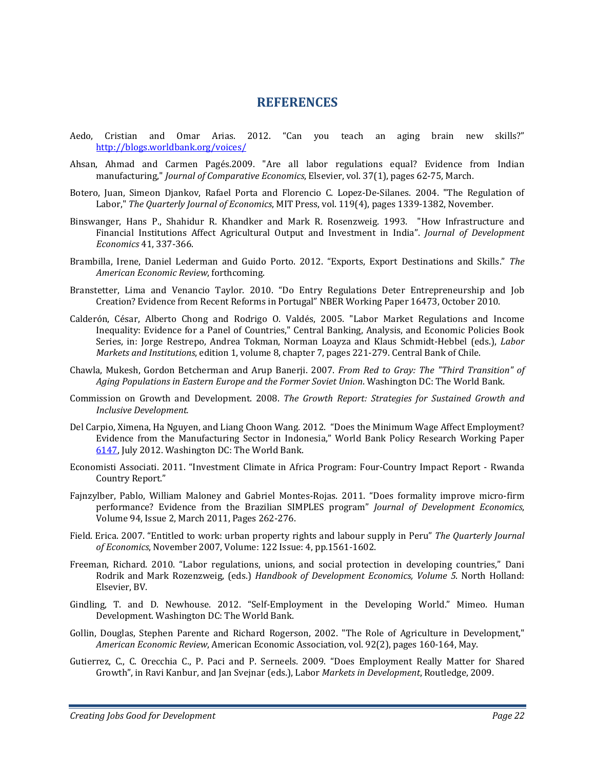# REFERENCES

Aedo, Cristian and Omar Arias. 2012. "Can you teach an aging brain new skills?" http://blogs.worldbank.org/voices/

Ahsan, Ahmad and Carmen Pagés.2009. "Are all labor regulations equal? Evidence from Indian manufacturing," *Journal of Comparative Economics*, Elsevier, vol. 37(1), pages 62-75, March.

Botero, Juan, Simeon Djankov, Rafael Porta and Florencio C. Lopez-De-Silanes. 2004. "The Regulation of Labor," *The Quarterly Journal of Economics*, MIT Press, vol. 119(4), pages 1339-1382, November.

Binswanger, Hans P., Shahidur R. Khandker and Mark R. Rosenzweig. 1993. "How Infrastructure and Financial Institutions Affect Agricultural Output and Investment in India". *Journal of Development Economics* 41, 337-366.

Brambilla, Irene, Daniel Lederman and Guido Porto. 2012. "Exports, Export Destinations and Skills." *The American Economic Review*, forthcoming.

Branstetter, Lima and Venancio Taylor. 2010. "Do Entry Regulations Deter Entrepreneurship and Job Creation? Evidence from Recent Reforms in Portugal" NBER Working Paper 16473, October 2010.

Calderón, César, Alberto Chong and Rodrigo O. Valdés, 2005. "Labor Market Regulations and Income Inequality: Evidence for a Panel of Countries," Central Banking, Analysis, and Economic Policies Book Series, in: Jorge Restrepo, Andrea Tokman, Norman Loayza and Klaus Schmidt-Hebbel (eds.), *Labor Markets and Institutions*, edition 1, volume 8, chapter 7, pages 221-279. Central Bank of Chile.

Chawla, Mukesh, Gordon Betcherman and Arup Banerji. 2007. *From Red to Gray: The "Third Transition" of Aging Populations in Eastern Europe and the Former Soviet Union*. Washington DC: The World Bank.

Commission on Growth and Development. 2008. *The Growth Report: Strategies for Sustained Growth and Inclusive Development.*

Del Carpio, Ximena, Ha Nguyen, and Liang Choon Wang. 2012. "Does the Minimum Wage Affect Employment? Evidence from the Manufacturing Sector in Indonesia," World Bank Policy Research Working Paper 6147, July 2012. Washington DC: The World Bank.

Economisti Associati. 2011. "Investment Climate in Africa Program: Four-Country Impact Report - Rwanda Country Report."

Fajnzylber, Pablo, William Maloney and Gabriel Montes-Rojas. 2011. "Does formality improve micro-firm performance? Evidence from the Brazilian SIMPLES program" *Journal of Development Economics*, Volume 94, Issue 2, March 2011, Pages 262-276.

Field. Erica. 2007. "Entitled to work: urban property rights and labour supply in Peru" *The Quarterly Journal of Economics*, November 2007, Volume: 122 Issue: 4, pp.1561-1602.

Freeman, Richard. 2010. "Labor regulations, unions, and social protection in developing countries," Dani Rodrik and Mark Rozenzweig, (eds.) *Handbook of Development Economics, Volume 5*. North Holland: Elsevier, BV.

Gindling, T. and D. Newhouse. 2012. "Self-Employment in the Developing World." Mimeo. Human Development. Washington DC: The World Bank.

Gollin, Douglas, Stephen Parente and Richard Rogerson, 2002. "The Role of Agriculture in Development," *American Economic Review*, American Economic Association, vol. 92(2), pages 160-164, May.

Gutierrez, C., C. Orecchia C., P. Paci and P. Serneels. 2009. "Does Employment Really Matter for Shared Growth", in Ravi Kanbur, and Jan Svejnar (eds.), Labor *Markets in Development*, Routledge, 2009.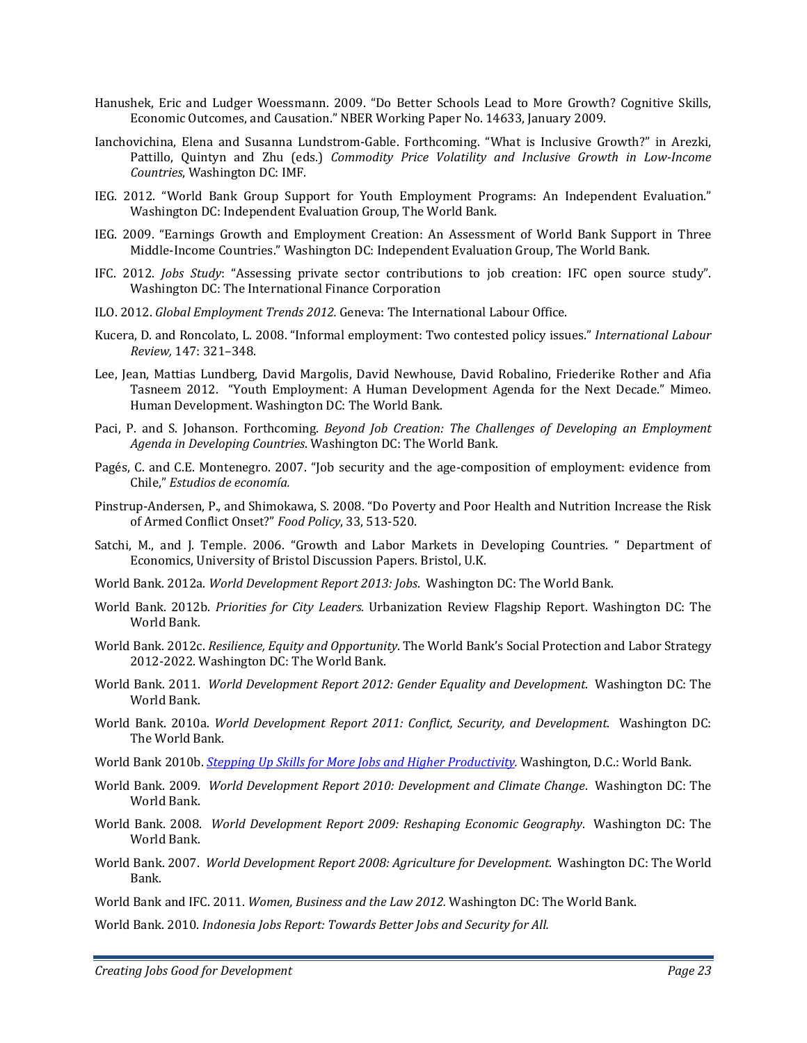Hanushek, Eric and Ludger Woessmann. 2009. "Do Better Schools Lead to More Growth? Cognitive Skills, Economic Outcomes, and Causation." NBER Working Paper No. 14633, January 2009.

Ianchovichina, Elena and Susanna Lundstrom-Gable. Forthcoming. "What is Inclusive Growth?" in Arezki, Pattillo, Quintyn and Zhu (eds.) *Commodity Price Volatility and Inclusive Growth in Low-Income Countries*, Washington DC: IMF.

IEG. 2012. "World Bank Group Support for Youth Employment Programs: An Independent Evaluation." Washington DC: Independent Evaluation Group, The World Bank.

IEG. 2009. "Earnings Growth and Employment Creation: An Assessment of World Bank Support in Three Middle-Income Countries." Washington DC: Independent Evaluation Group, The World Bank.

IFC. 2012. *Jobs Study*: "Assessing private sector contributions to job creation: IFC open source study". Washington DC: The International Finance Corporation

ILO. 2012. *Global Employment Trends 2012.* Geneva: The International Labour Office.

Kucera, D. and Roncolato, L. 2008. "Informal employment: Two contested policy issues." *International Labour Review,* 147: 321–348.

Lee, Jean, Mattias Lundberg, David Margolis, David Newhouse, David Robalino, Friederike Rother and Afia Tasneem 2012. "Youth Employment: A Human Development Agenda for the Next Decade." Mimeo. Human Development. Washington DC: The World Bank.

Paci, P. and S. Johanson. Forthcoming. *Beyond Job Creation: The Challenges of Developing an Employment Agenda in Developing Countries*. Washington DC: The World Bank.

Pagés, C. and C.E. Montenegro. 2007. "Job security and the age-composition of employment: evidence from Chile," *Estudios de economía.*

Pinstrup-Andersen, P., and Shimokawa, S. 2008. "Do Poverty and Poor Health and Nutrition Increase the Risk of Armed Conflict Onset?" *Food Policy*, 33, 513-520.

Satchi, M., and J. Temple. 2006. "Growth and Labor Markets in Developing Countries. " Department of Economics, University of Bristol Discussion Papers. Bristol, U.K.

World Bank. 2012a. *World Development Report 2013: Jobs*. Washington DC: The World Bank.

World Bank. 2012b. *Priorities for City Leaders*. Urbanization Review Flagship Report. Washington DC: The World Bank.

World Bank. 2012c. *Resilience, Equity and Opportunity*. The World Bank's Social Protection and Labor Strategy 2012-2022. Washington DC: The World Bank.

World Bank. 2011. *World Development Report 2012: Gender Equality and Development*. Washington DC: The World Bank.

World Bank. 2010a. *World Development Report 2011: Conflict, Security, and Development*. Washington DC: The World Bank.

World Bank 2010b. *Stepping Up Skills for More Jobs and Higher Productivity*. Washington, D.C.: World Bank.

World Bank. 2009. *World Development Report 2010: Development and Climate Change*. Washington DC: The World Bank.

World Bank. 2008. *World Development Report 2009: Reshaping Economic Geography*. Washington DC: The World Bank.

World Bank. 2007. *World Development Report 2008: Agriculture for Development*. Washington DC: The World Bank.

World Bank and IFC. 2011. *Women, Business and the Law 2012.* Washington DC: The World Bank.

World Bank. 2010. *Indonesia Jobs Report: Towards Better Jobs and Security for All.*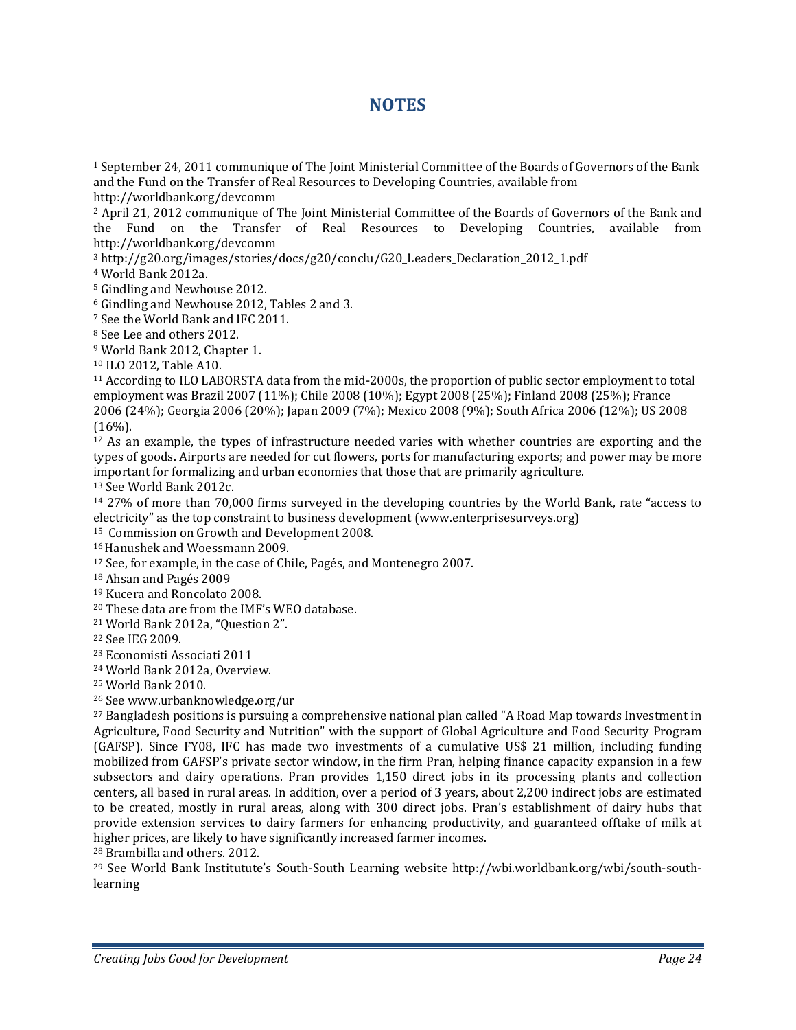## NOTES

[1] September 24, 2011 communique of The Joint Ministerial Committee of the Boards of Governors of the Bank and the Fund on the Transfer of Real Resources to Developing Countries, available from http://worldbank.org/devcomm

[2] April 21, 2012 communique of The Joint Ministerial Committee of the Boards of Governors of the Bank and the Fund on the Transfer of Real Resources to Developing Countries, available from http://worldbank.org/devcomm

[3] http://g20.org/images/stories/docs/g20/conclu/G20_Leaders_Declaration_2012_1.pdf

[4] World Bank 2012a.

[5] Gindling and Newhouse 2012.

[6] Gindling and Newhouse 2012, Tables 2 and 3.

[7] See the World Bank and IFC 2011.

[8] See Lee and others 2012.

[9] World Bank 2012, Chapter 1.

[10] ILO 2012, Table A10.

[11] According to ILO LABORSTA data from the mid-2000s, the proportion of public sector employment to total employment was Brazil 2007 (11%); Chile 2008 (10%); Egypt 2008 (25%); Finland 2008 (25%); France 2006 (24%); Georgia 2006 (20%); Japan 2009 (7%); Mexico 2008 (9%); South Africa 2006 (12%); US 2008 (16%).

[12] As an example, the types of infrastructure needed varies with whether countries are exporting and the types of goods. Airports are needed for cut flowers, ports for manufacturing exports; and power may be more important for formalizing and urban economies that those that are primarily agriculture.

[13] See World Bank 2012c.

[14] 27% of more than 70,000 firms surveyed in the developing countries by the World Bank, rate "access to electricity" as the top constraint to business development (www.enterprisesurveys.org)

[15] Commission on Growth and Development 2008.

[16] Hanushek and Woessmann 2009.

[17] See, for example, in the case of Chile, Pagés, and Montenegro 2007.

[18] Ahsan and Pagés 2009

[19] Kucera and Roncolato 2008.

[20] These data are from the IMF's WEO database.

[21] World Bank 2012a, "Question 2".

[22] See IEG 2009.

[23] Economisti Associati 2011

[24] World Bank 2012a, Overview.

[25] World Bank 2010.

[26] See www.urbanknowledge.org/ur

[27] Bangladesh positions is pursuing a comprehensive national plan called "A Road Map towards Investment in Agriculture, Food Security and Nutrition" with the support of Global Agriculture and Food Security Program (GAFSP). Since FY08, IFC has made two investments of a cumulative US$ 21 million, including funding mobilized from GAFSP's private sector window, in the firm Pran, helping finance capacity expansion in a few subsectors and dairy operations. Pran provides 1,150 direct jobs in its processing plants and collection centers, all based in rural areas. In addition, over a period of 3 years, about 2,200 indirect jobs are estimated to be created, mostly in rural areas, along with 300 direct jobs. Pran's establishment of dairy hubs that provide extension services to dairy farmers for enhancing productivity, and guaranteed offtake of milk at higher prices, are likely to have significantly increased farmer incomes.

[28] Brambilla and others. 2012.

[29] See World Bank Institute's South-South Learning website http://wbi.worldbank.org/wbi/south-south-learning